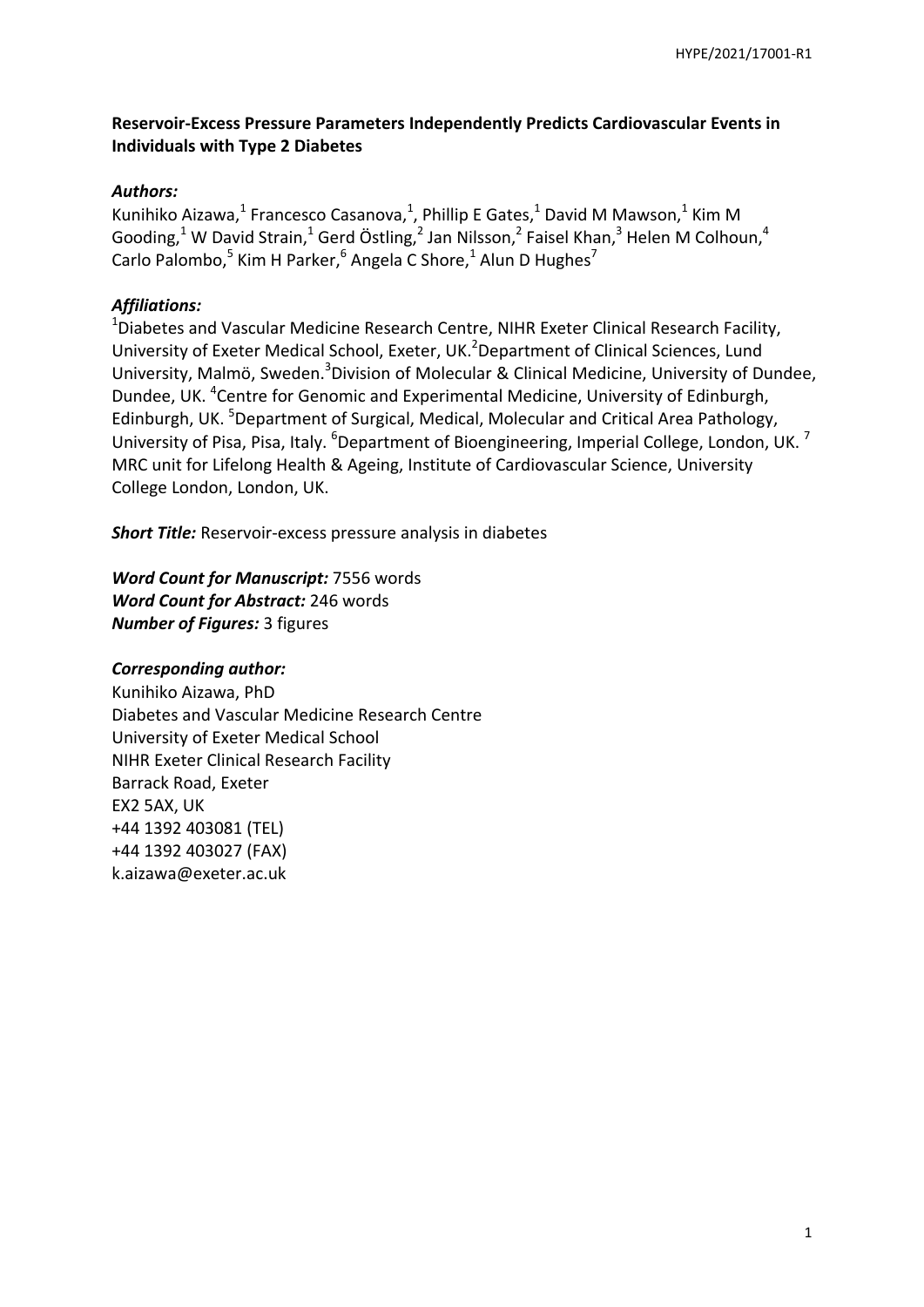**Reservoir-Excess Pressure Parameters Independently Predicts Cardiovascular Events in Individuals with Type 2 Diabetes**

***Authors:***

Kunihiko Aizawa,[1] Francesco Casanova,[1], Phillip E Gates,[1] David M Mawson,[1] Kim M Gooding,[1] W David Strain,[1] Gerd Östling,[2] Jan Nilsson,[2] Faisel Khan,[3] Helen M Colhoun,[4] Carlo Palombo,[5] Kim H Parker,[6] Angela C Shore,[1] Alun D Hughes[7]

***Affiliations:***

[1]Diabetes and Vascular Medicine Research Centre, NIHR Exeter Clinical Research Facility, University of Exeter Medical School, Exeter, UK.[2]Department of Clinical Sciences, Lund University, Malmö, Sweden.[3]Division of Molecular & Clinical Medicine, University of Dundee, Dundee, UK. [4]Centre for Genomic and Experimental Medicine, University of Edinburgh, Edinburgh, UK. [5]Department of Surgical, Medical, Molecular and Critical Area Pathology, University of Pisa, Pisa, Italy. [6]Department of Bioengineering, Imperial College, London, UK. [7] MRC unit for Lifelong Health & Ageing, Institute of Cardiovascular Science, University College London, London, UK.

***Short Title:*** Reservoir-excess pressure analysis in diabetes

***Word Count for Manuscript:*** 7556 words

***Word Count for Abstract:*** 246 words

***Number of Figures:*** 3 figures

***Corresponding author:***

Kunihiko Aizawa, PhD
Diabetes and Vascular Medicine Research Centre
University of Exeter Medical School
NIHR Exeter Clinical Research Facility
Barrack Road, Exeter
EX2 5AX, UK
+44 1392 403081 (TEL)
+44 1392 403027 (FAX)
k.aizawa@exeter.ac.uk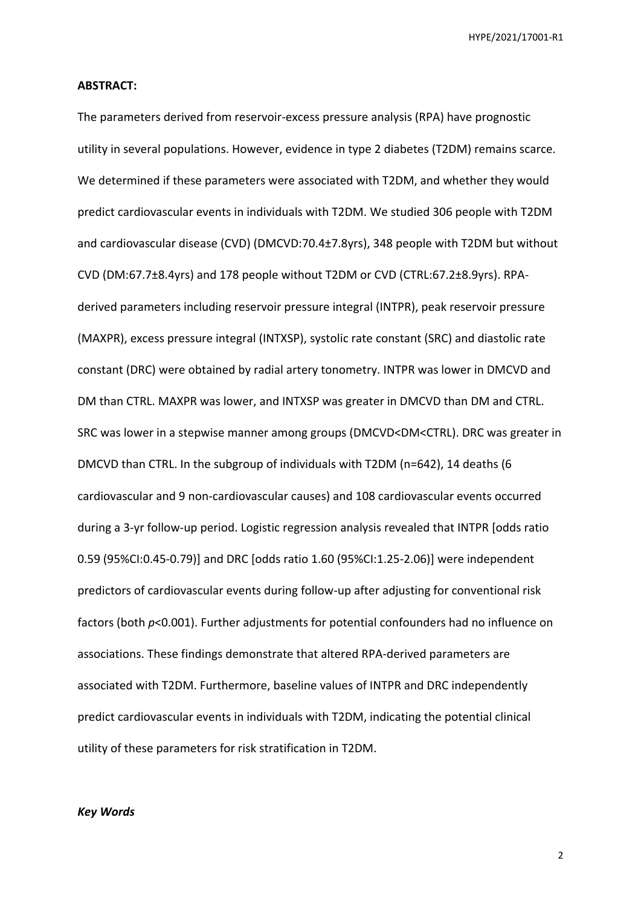**ABSTRACT:**

The parameters derived from reservoir-excess pressure analysis (RPA) have prognostic utility in several populations. However, evidence in type 2 diabetes (T2DM) remains scarce. We determined if these parameters were associated with T2DM, and whether they would predict cardiovascular events in individuals with T2DM. We studied 306 people with T2DM and cardiovascular disease (CVD) (DMCVD:70.4±7.8yrs), 348 people with T2DM but without CVD (DM:67.7±8.4yrs) and 178 people without T2DM or CVD (CTRL:67.2±8.9yrs). RPA-derived parameters including reservoir pressure integral (INTPR), peak reservoir pressure (MAXPR), excess pressure integral (INTXSP), systolic rate constant (SRC) and diastolic rate constant (DRC) were obtained by radial artery tonometry. INTPR was lower in DMCVD and DM than CTRL. MAXPR was lower, and INTXSP was greater in DMCVD than DM and CTRL. SRC was lower in a stepwise manner among groups (DMCVD<DM<CTRL). DRC was greater in DMCVD than CTRL. In the subgroup of individuals with T2DM (n=642), 14 deaths (6 cardiovascular and 9 non-cardiovascular causes) and 108 cardiovascular events occurred during a 3-yr follow-up period. Logistic regression analysis revealed that INTPR [odds ratio 0.59 (95%CI:0.45-0.79)] and DRC [odds ratio 1.60 (95%CI:1.25-2.06)] were independent predictors of cardiovascular events during follow-up after adjusting for conventional risk factors (both *p*<0.001). Further adjustments for potential confounders had no influence on associations. These findings demonstrate that altered RPA-derived parameters are associated with T2DM. Furthermore, baseline values of INTPR and DRC independently predict cardiovascular events in individuals with T2DM, indicating the potential clinical utility of these parameters for risk stratification in T2DM.

***Key Words***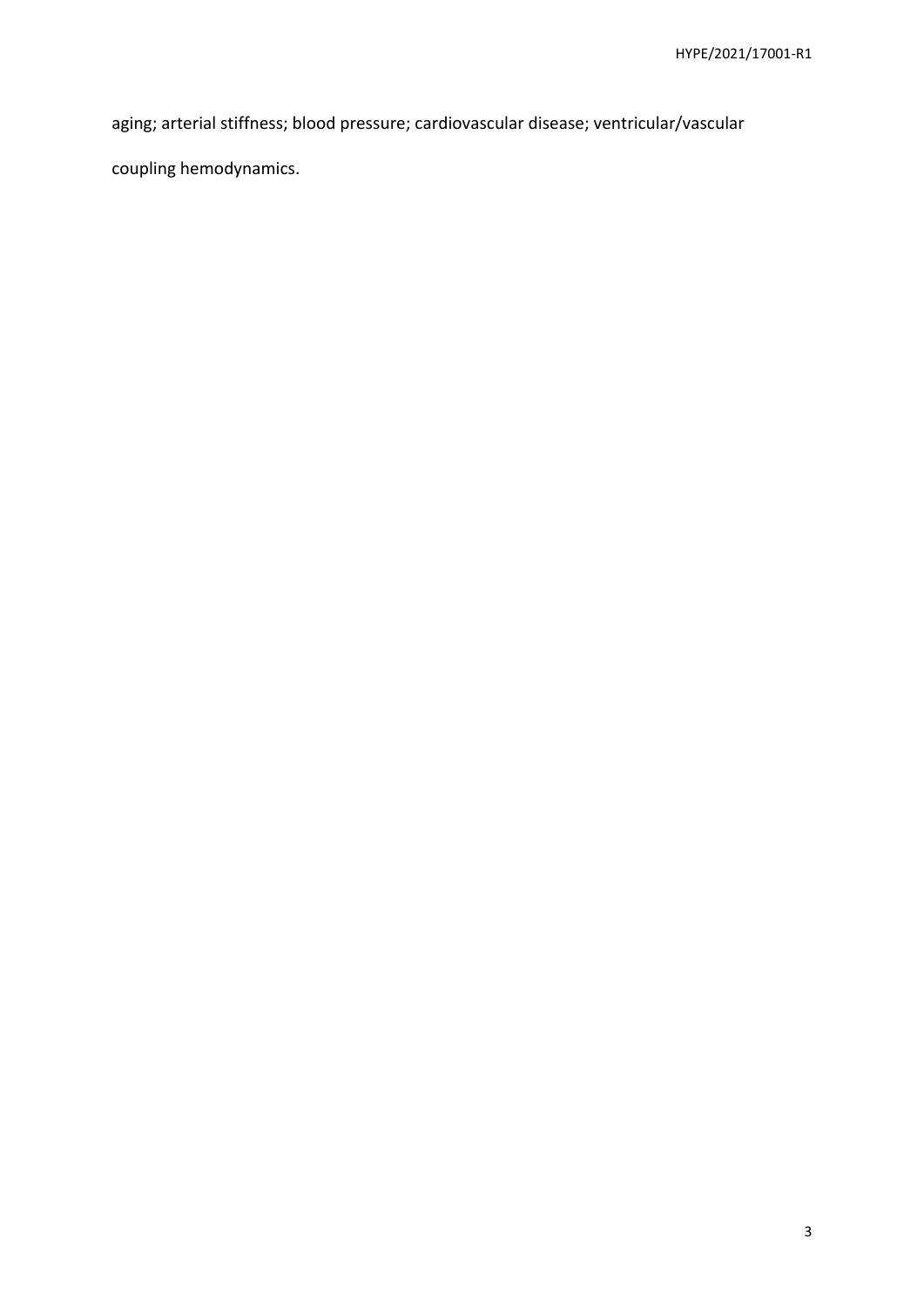aging; arterial stiffness; blood pressure; cardiovascular disease; ventricular/vascular coupling hemodynamics.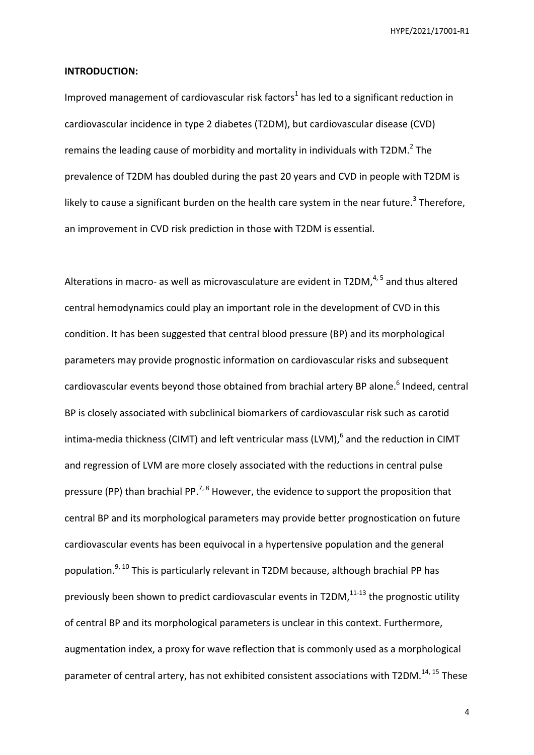**INTRODUCTION:**

Improved management of cardiovascular risk factors[1] has led to a significant reduction in cardiovascular incidence in type 2 diabetes (T2DM), but cardiovascular disease (CVD) remains the leading cause of morbidity and mortality in individuals with T2DM.[2] The prevalence of T2DM has doubled during the past 20 years and CVD in people with T2DM is likely to cause a significant burden on the health care system in the near future.[3] Therefore, an improvement in CVD risk prediction in those with T2DM is essential.

Alterations in macro- as well as microvasculature are evident in T2DM,[4, 5] and thus altered central hemodynamics could play an important role in the development of CVD in this condition. It has been suggested that central blood pressure (BP) and its morphological parameters may provide prognostic information on cardiovascular risks and subsequent cardiovascular events beyond those obtained from brachial artery BP alone.[6] Indeed, central BP is closely associated with subclinical biomarkers of cardiovascular risk such as carotid intima-media thickness (CIMT) and left ventricular mass (LVM),[6] and the reduction in CIMT and regression of LVM are more closely associated with the reductions in central pulse pressure (PP) than brachial PP.[7, 8] However, the evidence to support the proposition that central BP and its morphological parameters may provide better prognostication on future cardiovascular events has been equivocal in a hypertensive population and the general population.[9, 10] This is particularly relevant in T2DM because, although brachial PP has previously been shown to predict cardiovascular events in T2DM,[11-13] the prognostic utility of central BP and its morphological parameters is unclear in this context. Furthermore, augmentation index, a proxy for wave reflection that is commonly used as a morphological parameter of central artery, has not exhibited consistent associations with T2DM.[14, 15] These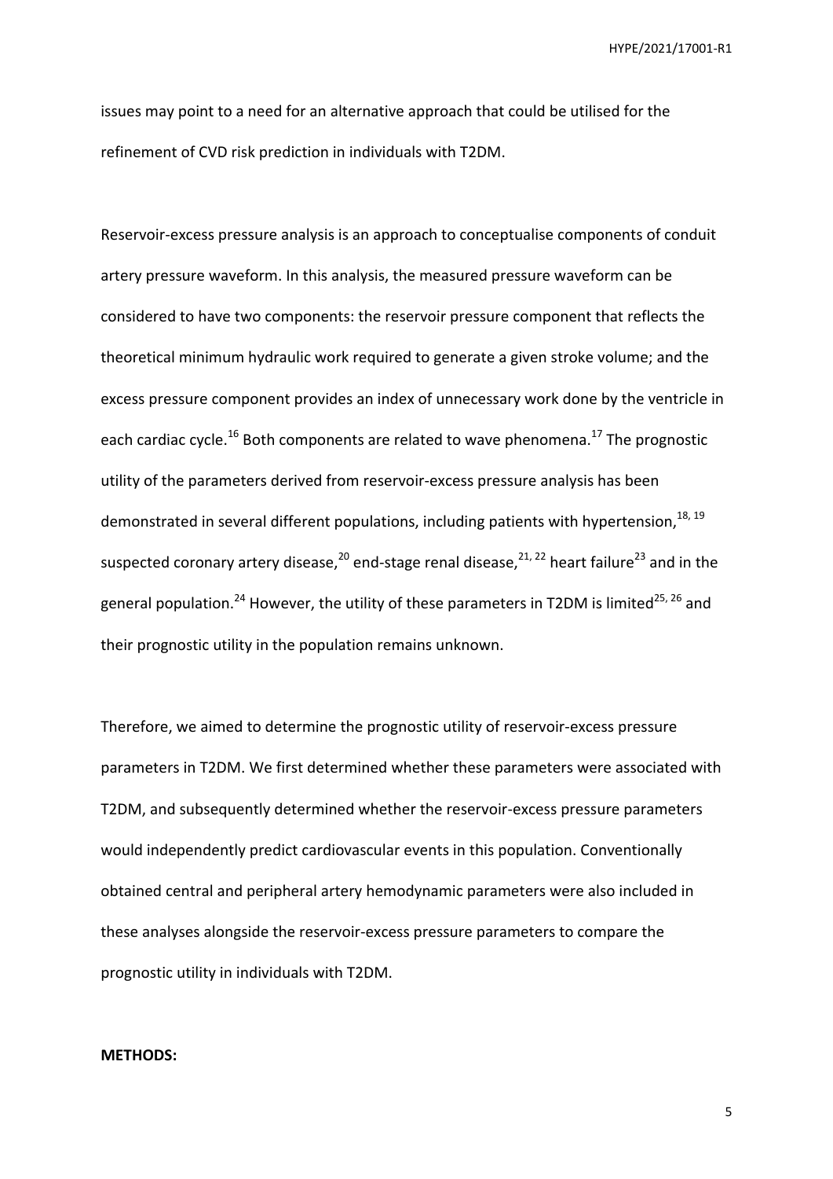issues may point to a need for an alternative approach that could be utilised for the refinement of CVD risk prediction in individuals with T2DM.

Reservoir-excess pressure analysis is an approach to conceptualise components of conduit artery pressure waveform. In this analysis, the measured pressure waveform can be considered to have two components: the reservoir pressure component that reflects the theoretical minimum hydraulic work required to generate a given stroke volume; and the excess pressure component provides an index of unnecessary work done by the ventricle in each cardiac cycle.[16] Both components are related to wave phenomena.[17] The prognostic utility of the parameters derived from reservoir-excess pressure analysis has been demonstrated in several different populations, including patients with hypertension,[18, 19] suspected coronary artery disease,[20] end-stage renal disease,[21, 22] heart failure[23] and in the general population.[24] However, the utility of these parameters in T2DM is limited[25, 26] and their prognostic utility in the population remains unknown.

Therefore, we aimed to determine the prognostic utility of reservoir-excess pressure parameters in T2DM. We first determined whether these parameters were associated with T2DM, and subsequently determined whether the reservoir-excess pressure parameters would independently predict cardiovascular events in this population. Conventionally obtained central and peripheral artery hemodynamic parameters were also included in these analyses alongside the reservoir-excess pressure parameters to compare the prognostic utility in individuals with T2DM.

**METHODS:**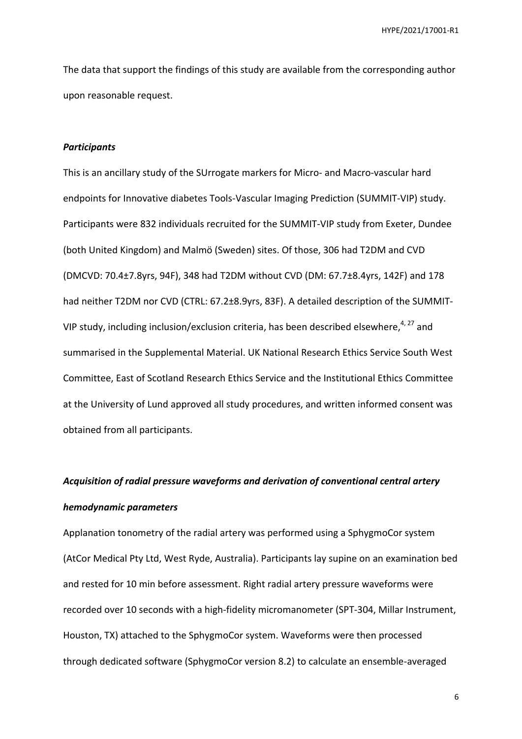The data that support the findings of this study are available from the corresponding author upon reasonable request.

### *Participants*

This is an ancillary study of the SUrrogate markers for Micro- and Macro-vascular hard endpoints for Innovative diabetes Tools-Vascular Imaging Prediction (SUMMIT-VIP) study. Participants were 832 individuals recruited for the SUMMIT-VIP study from Exeter, Dundee (both United Kingdom) and Malmö (Sweden) sites. Of those, 306 had T2DM and CVD (DMCVD: 70.4±7.8yrs, 94F), 348 had T2DM without CVD (DM: 67.7±8.4yrs, 142F) and 178 had neither T2DM nor CVD (CTRL: 67.2±8.9yrs, 83F). A detailed description of the SUMMIT-VIP study, including inclusion/exclusion criteria, has been described elsewhere,[4, 27] and summarised in the Supplemental Material. UK National Research Ethics Service South West Committee, East of Scotland Research Ethics Service and the Institutional Ethics Committee at the University of Lund approved all study procedures, and written informed consent was obtained from all participants.

### *Acquisition of radial pressure waveforms and derivation of conventional central artery hemodynamic parameters*

Applanation tonometry of the radial artery was performed using a SphygmoCor system (AtCor Medical Pty Ltd, West Ryde, Australia). Participants lay supine on an examination bed and rested for 10 min before assessment. Right radial artery pressure waveforms were recorded over 10 seconds with a high-fidelity micromanometer (SPT-304, Millar Instrument, Houston, TX) attached to the SphygmoCor system. Waveforms were then processed through dedicated software (SphygmoCor version 8.2) to calculate an ensemble-averaged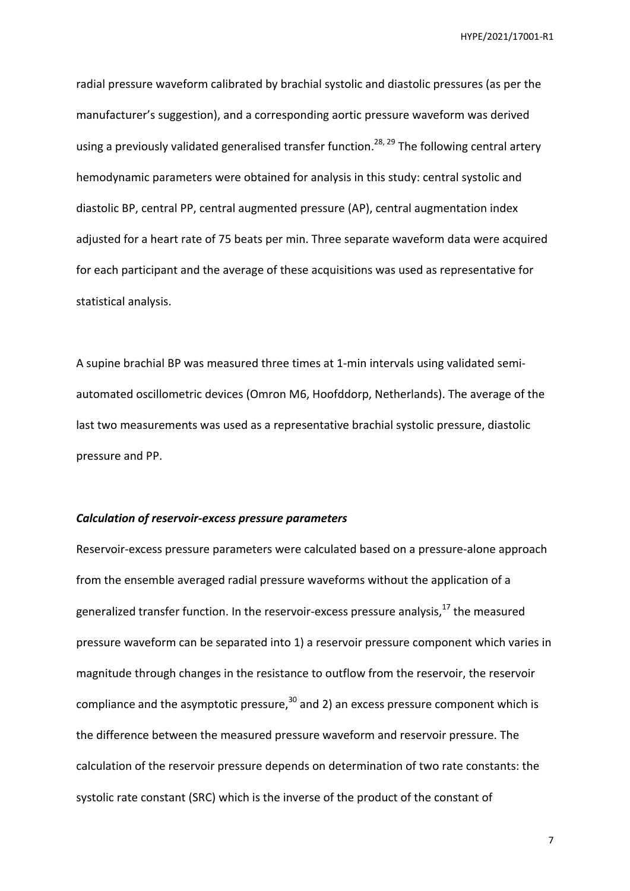radial pressure waveform calibrated by brachial systolic and diastolic pressures (as per the manufacturer's suggestion), and a corresponding aortic pressure waveform was derived using a previously validated generalised transfer function.[28, 29] The following central artery hemodynamic parameters were obtained for analysis in this study: central systolic and diastolic BP, central PP, central augmented pressure (AP), central augmentation index adjusted for a heart rate of 75 beats per min. Three separate waveform data were acquired for each participant and the average of these acquisitions was used as representative for statistical analysis.

A supine brachial BP was measured three times at 1-min intervals using validated semi-automated oscillometric devices (Omron M6, Hoofddorp, Netherlands). The average of the last two measurements was used as a representative brachial systolic pressure, diastolic pressure and PP.

### *Calculation of reservoir-excess pressure parameters*

Reservoir-excess pressure parameters were calculated based on a pressure-alone approach from the ensemble averaged radial pressure waveforms without the application of a generalized transfer function. In the reservoir-excess pressure analysis,[17] the measured pressure waveform can be separated into 1) a reservoir pressure component which varies in magnitude through changes in the resistance to outflow from the reservoir, the reservoir compliance and the asymptotic pressure,[30] and 2) an excess pressure component which is the difference between the measured pressure waveform and reservoir pressure. The calculation of the reservoir pressure depends on determination of two rate constants: the systolic rate constant (SRC) which is the inverse of the product of the constant of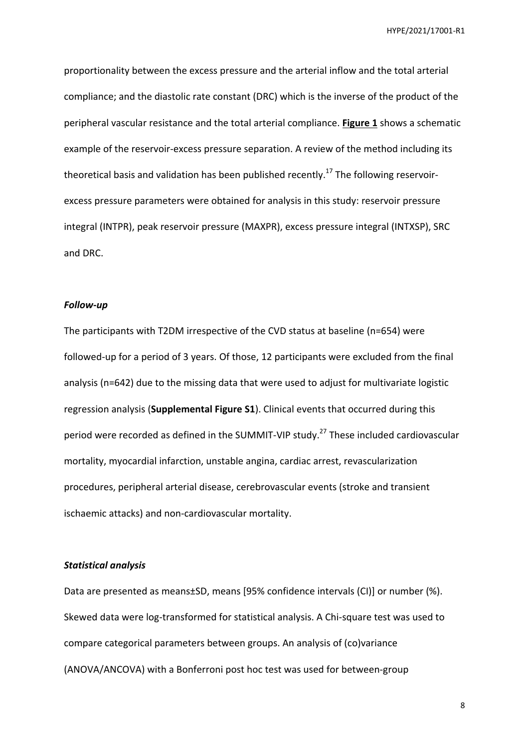proportionality between the excess pressure and the arterial inflow and the total arterial compliance; and the diastolic rate constant (DRC) which is the inverse of the product of the peripheral vascular resistance and the total arterial compliance. **Figure 1** shows a schematic example of the reservoir-excess pressure separation. A review of the method including its theoretical basis and validation has been published recently.[17] The following reservoir-excess pressure parameters were obtained for analysis in this study: reservoir pressure integral (INTPR), peak reservoir pressure (MAXPR), excess pressure integral (INTXSP), SRC and DRC.

### *Follow-up*

The participants with T2DM irrespective of the CVD status at baseline (n=654) were followed-up for a period of 3 years. Of those, 12 participants were excluded from the final analysis (n=642) due to the missing data that were used to adjust for multivariate logistic regression analysis (**Supplemental Figure S1**). Clinical events that occurred during this period were recorded as defined in the SUMMIT-VIP study.[27] These included cardiovascular mortality, myocardial infarction, unstable angina, cardiac arrest, revascularization procedures, peripheral arterial disease, cerebrovascular events (stroke and transient ischaemic attacks) and non-cardiovascular mortality.

### *Statistical analysis*

Data are presented as means±SD, means [95% confidence intervals (CI)] or number (%). Skewed data were log-transformed for statistical analysis. A Chi-square test was used to compare categorical parameters between groups. An analysis of (co)variance (ANOVA/ANCOVA) with a Bonferroni post hoc test was used for between-group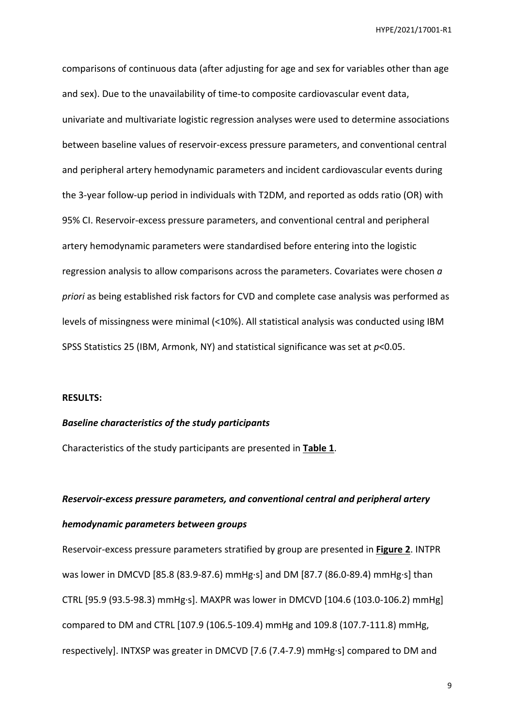comparisons of continuous data (after adjusting for age and sex for variables other than age and sex). Due to the unavailability of time-to composite cardiovascular event data, univariate and multivariate logistic regression analyses were used to determine associations between baseline values of reservoir-excess pressure parameters, and conventional central and peripheral artery hemodynamic parameters and incident cardiovascular events during the 3-year follow-up period in individuals with T2DM, and reported as odds ratio (OR) with 95% CI. Reservoir-excess pressure parameters, and conventional central and peripheral artery hemodynamic parameters were standardised before entering into the logistic regression analysis to allow comparisons across the parameters. Covariates were chosen *a priori* as being established risk factors for CVD and complete case analysis was performed as levels of missingness were minimal (<10%). All statistical analysis was conducted using IBM SPSS Statistics 25 (IBM, Armonk, NY) and statistical significance was set at $p<0.05$.

**RESULTS:**

***Baseline characteristics of the study participants***

Characteristics of the study participants are presented in **Table 1**.

***Reservoir-excess pressure parameters, and conventional central and peripheral artery hemodynamic parameters between groups***

Reservoir-excess pressure parameters stratified by group are presented in **Figure 2**. INTPR was lower in DMCVD [85.8 (83.9-87.6) mmHg·s] and DM [87.7 (86.0-89.4) mmHg·s] than CTRL [95.9 (93.5-98.3) mmHg·s]. MAXPR was lower in DMCVD [104.6 (103.0-106.2) mmHg] compared to DM and CTRL [107.9 (106.5-109.4) mmHg and 109.8 (107.7-111.8) mmHg, respectively]. INTXSP was greater in DMCVD [7.6 (7.4-7.9) mmHg·s] compared to DM and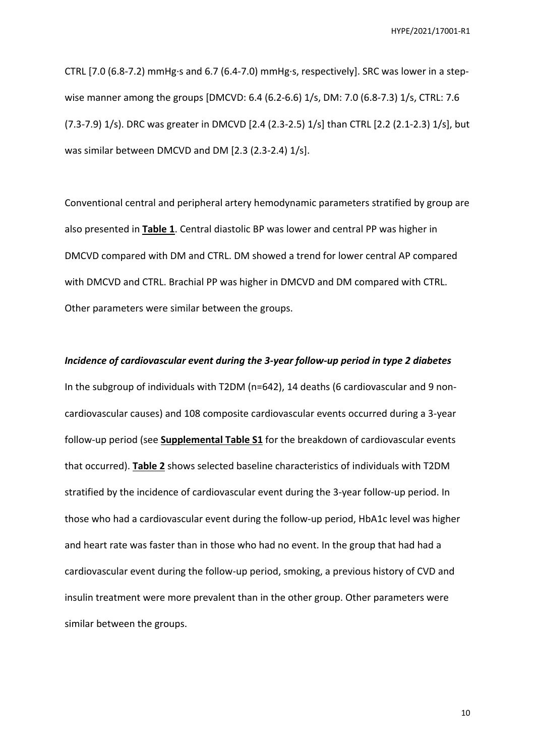CTRL [7.0 (6.8-7.2) mmHg·s and 6.7 (6.4-7.0) mmHg·s, respectively]. SRC was lower in a step-wise manner among the groups [DMCVD: 6.4 (6.2-6.6) 1/s, DM: 7.0 (6.8-7.3) 1/s, CTRL: 7.6 (7.3-7.9) 1/s). DRC was greater in DMCVD [2.4 (2.3-2.5) 1/s] than CTRL [2.2 (2.1-2.3) 1/s], but was similar between DMCVD and DM [2.3 (2.3-2.4) 1/s].

Conventional central and peripheral artery hemodynamic parameters stratified by group are also presented in **Table 1**. Central diastolic BP was lower and central PP was higher in DMCVD compared with DM and CTRL. DM showed a trend for lower central AP compared with DMCVD and CTRL. Brachial PP was higher in DMCVD and DM compared with CTRL. Other parameters were similar between the groups.

***Incidence of cardiovascular event during the 3-year follow-up period in type 2 diabetes***

In the subgroup of individuals with T2DM (n=642), 14 deaths (6 cardiovascular and 9 non-cardiovascular causes) and 108 composite cardiovascular events occurred during a 3-year follow-up period (see **Supplemental Table S1** for the breakdown of cardiovascular events that occurred). **Table 2** shows selected baseline characteristics of individuals with T2DM stratified by the incidence of cardiovascular event during the 3-year follow-up period. In those who had a cardiovascular event during the follow-up period, HbA1c level was higher and heart rate was faster than in those who had no event. In the group that had had a cardiovascular event during the follow-up period, smoking, a previous history of CVD and insulin treatment were more prevalent than in the other group. Other parameters were similar between the groups.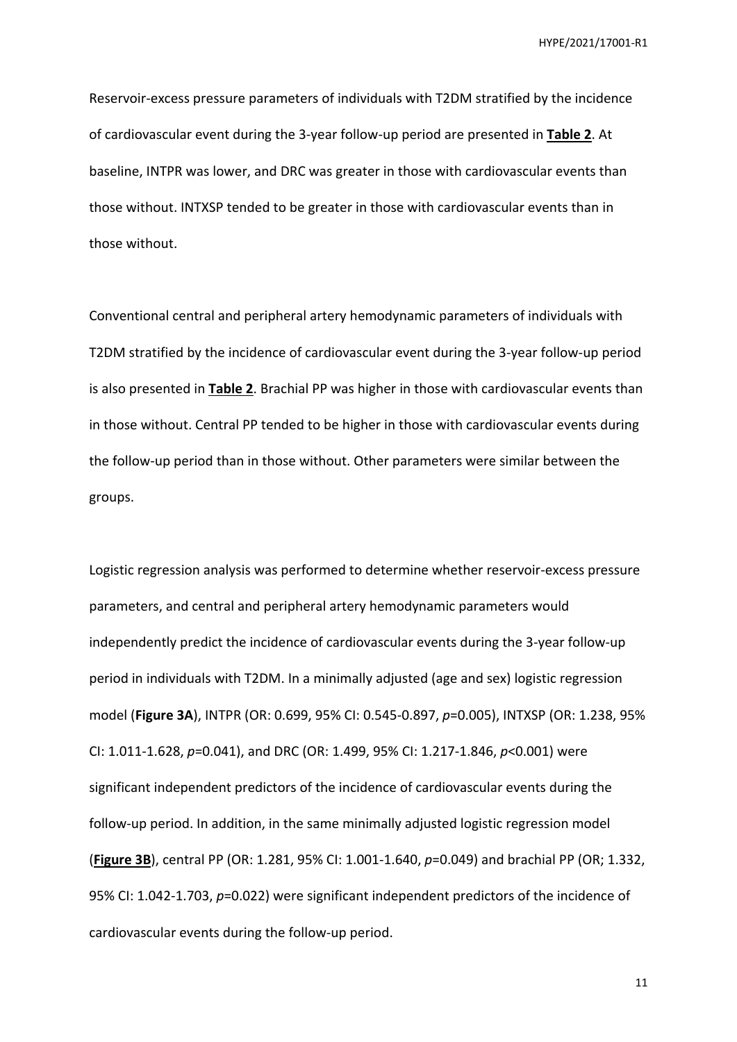Reservoir-excess pressure parameters of individuals with T2DM stratified by the incidence of cardiovascular event during the 3-year follow-up period are presented in **Table 2**. At baseline, INTPR was lower, and DRC was greater in those with cardiovascular events than those without. INTXSP tended to be greater in those with cardiovascular events than in those without.

Conventional central and peripheral artery hemodynamic parameters of individuals with T2DM stratified by the incidence of cardiovascular event during the 3-year follow-up period is also presented in **Table 2**. Brachial PP was higher in those with cardiovascular events than in those without. Central PP tended to be higher in those with cardiovascular events during the follow-up period than in those without. Other parameters were similar between the groups.

Logistic regression analysis was performed to determine whether reservoir-excess pressure parameters, and central and peripheral artery hemodynamic parameters would independently predict the incidence of cardiovascular events during the 3-year follow-up period in individuals with T2DM. In a minimally adjusted (age and sex) logistic regression model (**Figure 3A**), INTPR (OR: 0.699, 95% CI: 0.545-0.897, $p$=0.005), INTXSP (OR: 1.238, 95% CI: 1.011-1.628, $p$=0.041), and DRC (OR: 1.499, 95% CI: 1.217-1.846, $p$<0.001) were significant independent predictors of the incidence of cardiovascular events during the follow-up period. In addition, in the same minimally adjusted logistic regression model (**Figure 3B**), central PP (OR: 1.281, 95% CI: 1.001-1.640, $p$=0.049) and brachial PP (OR; 1.332, 95% CI: 1.042-1.703, $p$=0.022) were significant independent predictors of the incidence of cardiovascular events during the follow-up period.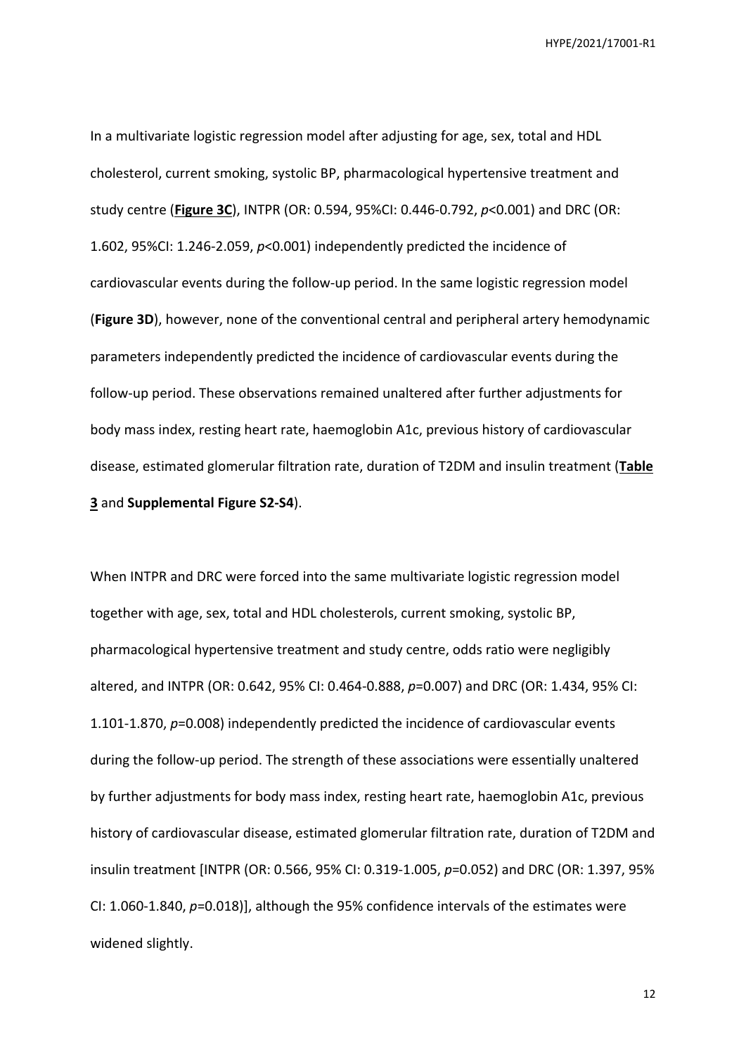In a multivariate logistic regression model after adjusting for age, sex, total and HDL cholesterol, current smoking, systolic BP, pharmacological hypertensive treatment and study centre (**Figure 3C**), INTPR (OR: 0.594, 95%CI: 0.446-0.792, $p<0.001$) and DRC (OR: 1.602, 95%CI: 1.246-2.059, $p<0.001$) independently predicted the incidence of cardiovascular events during the follow-up period. In the same logistic regression model (**Figure 3D**), however, none of the conventional central and peripheral artery hemodynamic parameters independently predicted the incidence of cardiovascular events during the follow-up period. These observations remained unaltered after further adjustments for body mass index, resting heart rate, haemoglobin A1c, previous history of cardiovascular disease, estimated glomerular filtration rate, duration of T2DM and insulin treatment (**Table 3** and **Supplemental Figure S2-S4**).

When INTPR and DRC were forced into the same multivariate logistic regression model together with age, sex, total and HDL cholesterols, current smoking, systolic BP, pharmacological hypertensive treatment and study centre, odds ratio were negligibly altered, and INTPR (OR: 0.642, 95% CI: 0.464-0.888, $p=0.007$) and DRC (OR: 1.434, 95% CI: 1.101-1.870, $p=0.008$) independently predicted the incidence of cardiovascular events during the follow-up period. The strength of these associations were essentially unaltered by further adjustments for body mass index, resting heart rate, haemoglobin A1c, previous history of cardiovascular disease, estimated glomerular filtration rate, duration of T2DM and insulin treatment [INTPR (OR: 0.566, 95% CI: 0.319-1.005, $p=0.052$) and DRC (OR: 1.397, 95% CI: 1.060-1.840, $p=0.018$)], although the 95% confidence intervals of the estimates were widened slightly.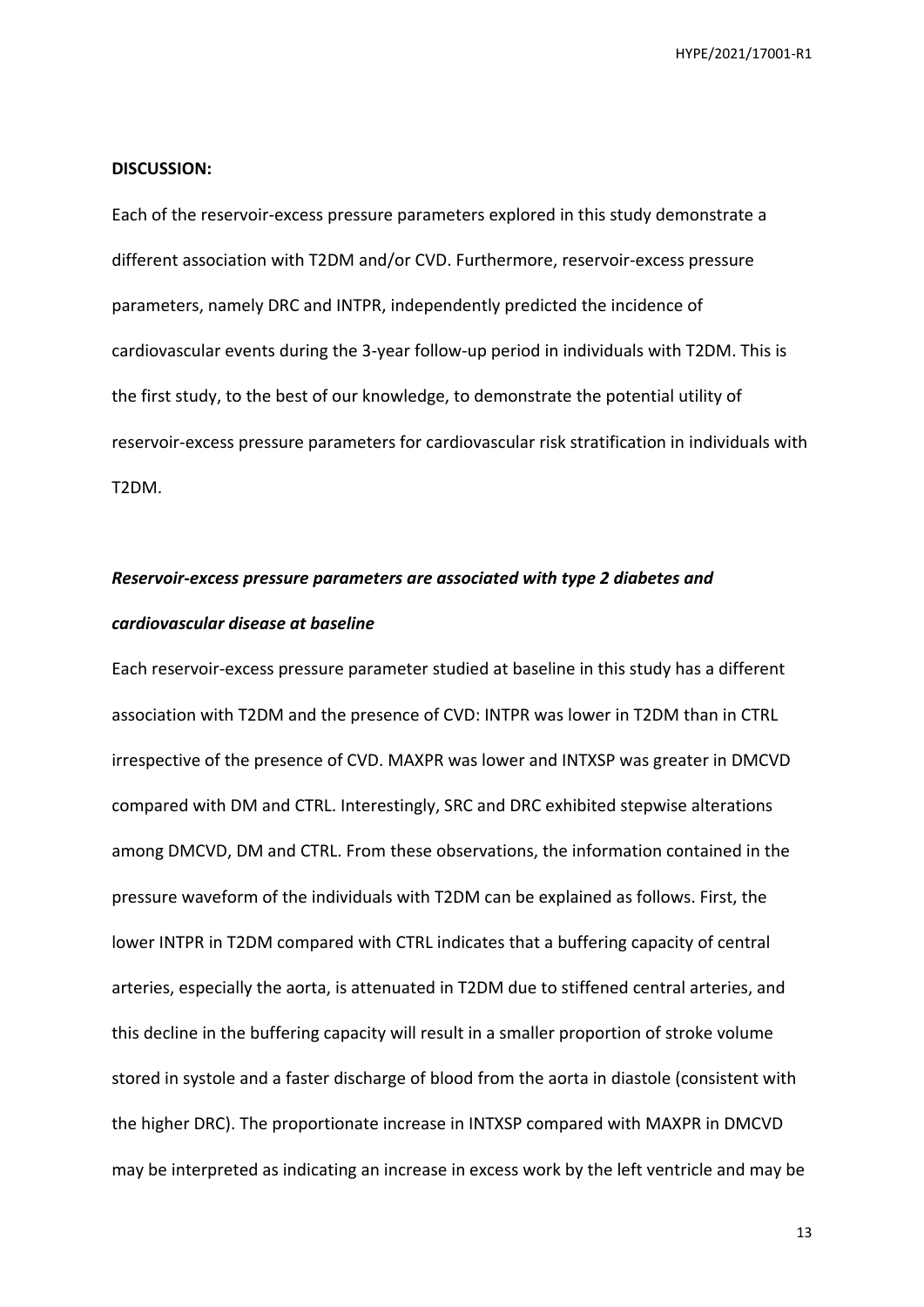**DISCUSSION:**

Each of the reservoir-excess pressure parameters explored in this study demonstrate a different association with T2DM and/or CVD. Furthermore, reservoir-excess pressure parameters, namely DRC and INTPR, independently predicted the incidence of cardiovascular events during the 3-year follow-up period in individuals with T2DM. This is the first study, to the best of our knowledge, to demonstrate the potential utility of reservoir-excess pressure parameters for cardiovascular risk stratification in individuals with T2DM.

***Reservoir-excess pressure parameters are associated with type 2 diabetes and cardiovascular disease at baseline***

Each reservoir-excess pressure parameter studied at baseline in this study has a different association with T2DM and the presence of CVD: INTPR was lower in T2DM than in CTRL irrespective of the presence of CVD. MAXPR was lower and INTXSP was greater in DMCVD compared with DM and CTRL. Interestingly, SRC and DRC exhibited stepwise alterations among DMCVD, DM and CTRL. From these observations, the information contained in the pressure waveform of the individuals with T2DM can be explained as follows. First, the lower INTPR in T2DM compared with CTRL indicates that a buffering capacity of central arteries, especially the aorta, is attenuated in T2DM due to stiffened central arteries, and this decline in the buffering capacity will result in a smaller proportion of stroke volume stored in systole and a faster discharge of blood from the aorta in diastole (consistent with the higher DRC). The proportionate increase in INTXSP compared with MAXPR in DMCVD may be interpreted as indicating an increase in excess work by the left ventricle and may be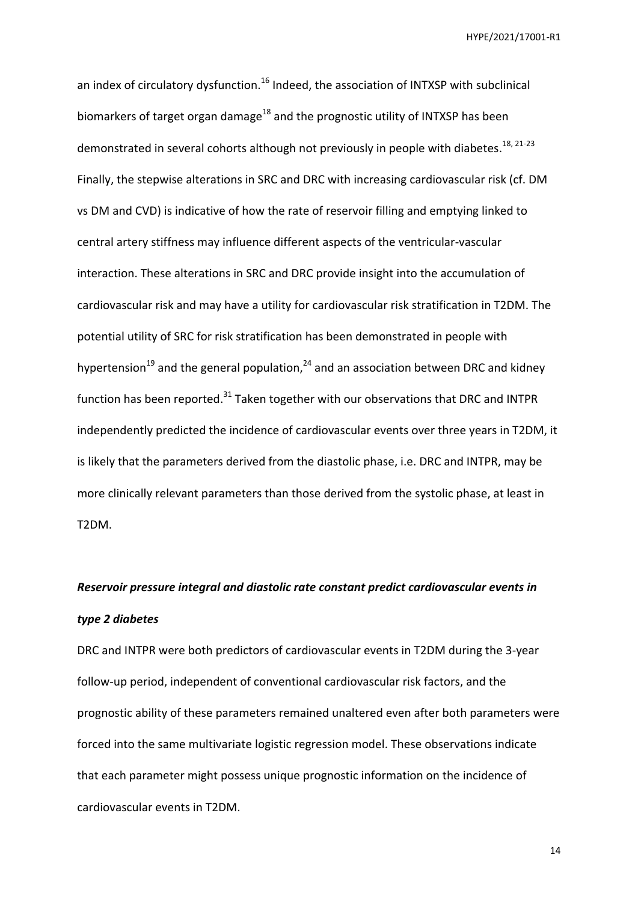an index of circulatory dysfunction.[16] Indeed, the association of INTXSP with subclinical biomarkers of target organ damage[18] and the prognostic utility of INTXSP has been demonstrated in several cohorts although not previously in people with diabetes.[18, 21-23] Finally, the stepwise alterations in SRC and DRC with increasing cardiovascular risk (cf. DM vs DM and CVD) is indicative of how the rate of reservoir filling and emptying linked to central artery stiffness may influence different aspects of the ventricular-vascular interaction. These alterations in SRC and DRC provide insight into the accumulation of cardiovascular risk and may have a utility for cardiovascular risk stratification in T2DM. The potential utility of SRC for risk stratification has been demonstrated in people with hypertension[19] and the general population,[24] and an association between DRC and kidney function has been reported.[31] Taken together with our observations that DRC and INTPR independently predicted the incidence of cardiovascular events over three years in T2DM, it is likely that the parameters derived from the diastolic phase, i.e. DRC and INTPR, may be more clinically relevant parameters than those derived from the systolic phase, at least in T2DM.

### *Reservoir pressure integral and diastolic rate constant predict cardiovascular events in type 2 diabetes*

DRC and INTPR were both predictors of cardiovascular events in T2DM during the 3-year follow-up period, independent of conventional cardiovascular risk factors, and the prognostic ability of these parameters remained unaltered even after both parameters were forced into the same multivariate logistic regression model. These observations indicate that each parameter might possess unique prognostic information on the incidence of cardiovascular events in T2DM.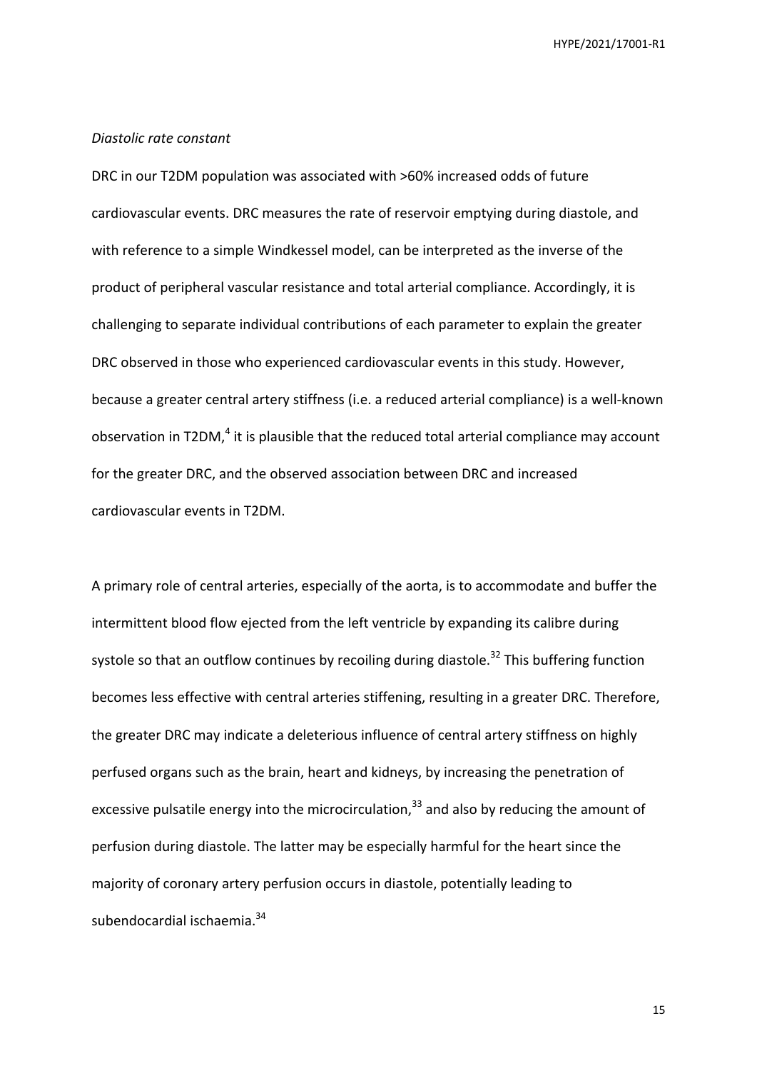*Diastolic rate constant*

DRC in our T2DM population was associated with >60% increased odds of future cardiovascular events. DRC measures the rate of reservoir emptying during diastole, and with reference to a simple Windkessel model, can be interpreted as the inverse of the product of peripheral vascular resistance and total arterial compliance. Accordingly, it is challenging to separate individual contributions of each parameter to explain the greater DRC observed in those who experienced cardiovascular events in this study. However, because a greater central artery stiffness (i.e. a reduced arterial compliance) is a well-known observation in T2DM,[4] it is plausible that the reduced total arterial compliance may account for the greater DRC, and the observed association between DRC and increased cardiovascular events in T2DM.

A primary role of central arteries, especially of the aorta, is to accommodate and buffer the intermittent blood flow ejected from the left ventricle by expanding its calibre during systole so that an outflow continues by recoiling during diastole.[32] This buffering function becomes less effective with central arteries stiffening, resulting in a greater DRC. Therefore, the greater DRC may indicate a deleterious influence of central artery stiffness on highly perfused organs such as the brain, heart and kidneys, by increasing the penetration of excessive pulsatile energy into the microcirculation,[33] and also by reducing the amount of perfusion during diastole. The latter may be especially harmful for the heart since the majority of coronary artery perfusion occurs in diastole, potentially leading to subendocardial ischaemia.[34]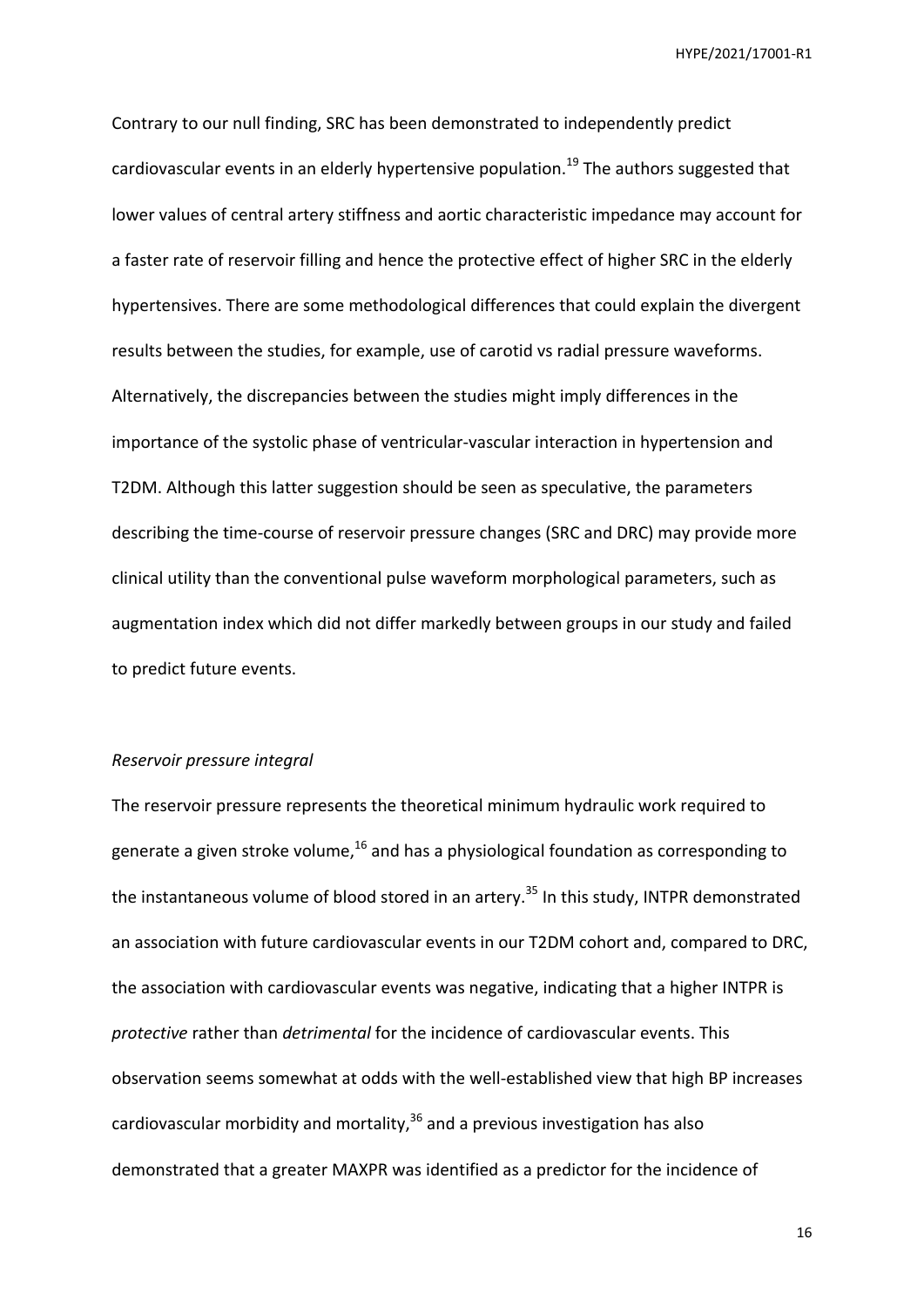Contrary to our null finding, SRC has been demonstrated to independently predict cardiovascular events in an elderly hypertensive population.[19] The authors suggested that lower values of central artery stiffness and aortic characteristic impedance may account for a faster rate of reservoir filling and hence the protective effect of higher SRC in the elderly hypertensives. There are some methodological differences that could explain the divergent results between the studies, for example, use of carotid vs radial pressure waveforms. Alternatively, the discrepancies between the studies might imply differences in the importance of the systolic phase of ventricular-vascular interaction in hypertension and T2DM. Although this latter suggestion should be seen as speculative, the parameters describing the time-course of reservoir pressure changes (SRC and DRC) may provide more clinical utility than the conventional pulse waveform morphological parameters, such as augmentation index which did not differ markedly between groups in our study and failed to predict future events.

*Reservoir pressure integral*

The reservoir pressure represents the theoretical minimum hydraulic work required to generate a given stroke volume,[16] and has a physiological foundation as corresponding to the instantaneous volume of blood stored in an artery.[35] In this study, INTPR demonstrated an association with future cardiovascular events in our T2DM cohort and, compared to DRC, the association with cardiovascular events was negative, indicating that a higher INTPR is *protective* rather than *detrimental* for the incidence of cardiovascular events. This observation seems somewhat at odds with the well-established view that high BP increases cardiovascular morbidity and mortality,[36] and a previous investigation has also demonstrated that a greater MAXPR was identified as a predictor for the incidence of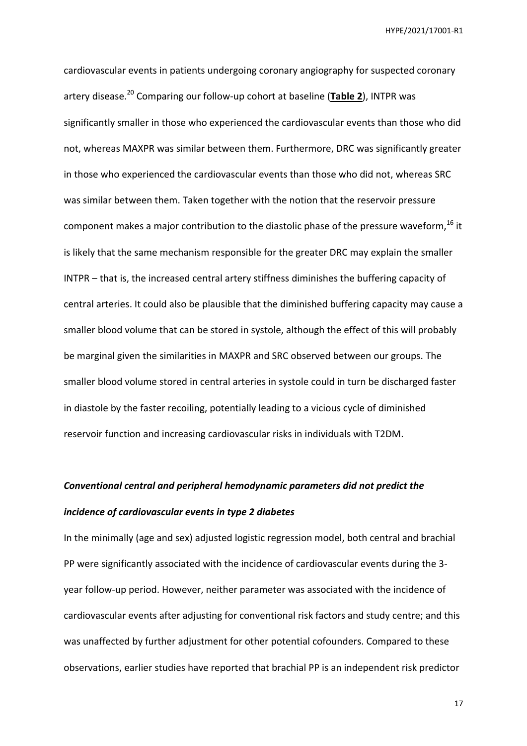cardiovascular events in patients undergoing coronary angiography for suspected coronary artery disease.[20] Comparing our follow-up cohort at baseline (**Table 2**), INTPR was significantly smaller in those who experienced the cardiovascular events than those who did not, whereas MAXPR was similar between them. Furthermore, DRC was significantly greater in those who experienced the cardiovascular events than those who did not, whereas SRC was similar between them. Taken together with the notion that the reservoir pressure component makes a major contribution to the diastolic phase of the pressure waveform,[16] it is likely that the same mechanism responsible for the greater DRC may explain the smaller INTPR – that is, the increased central artery stiffness diminishes the buffering capacity of central arteries. It could also be plausible that the diminished buffering capacity may cause a smaller blood volume that can be stored in systole, although the effect of this will probably be marginal given the similarities in MAXPR and SRC observed between our groups. The smaller blood volume stored in central arteries in systole could in turn be discharged faster in diastole by the faster recoiling, potentially leading to a vicious cycle of diminished reservoir function and increasing cardiovascular risks in individuals with T2DM.

***Conventional central and peripheral hemodynamic parameters did not predict the incidence of cardiovascular events in type 2 diabetes***

In the minimally (age and sex) adjusted logistic regression model, both central and brachial PP were significantly associated with the incidence of cardiovascular events during the 3-year follow-up period. However, neither parameter was associated with the incidence of cardiovascular events after adjusting for conventional risk factors and study centre; and this was unaffected by further adjustment for other potential cofounders. Compared to these observations, earlier studies have reported that brachial PP is an independent risk predictor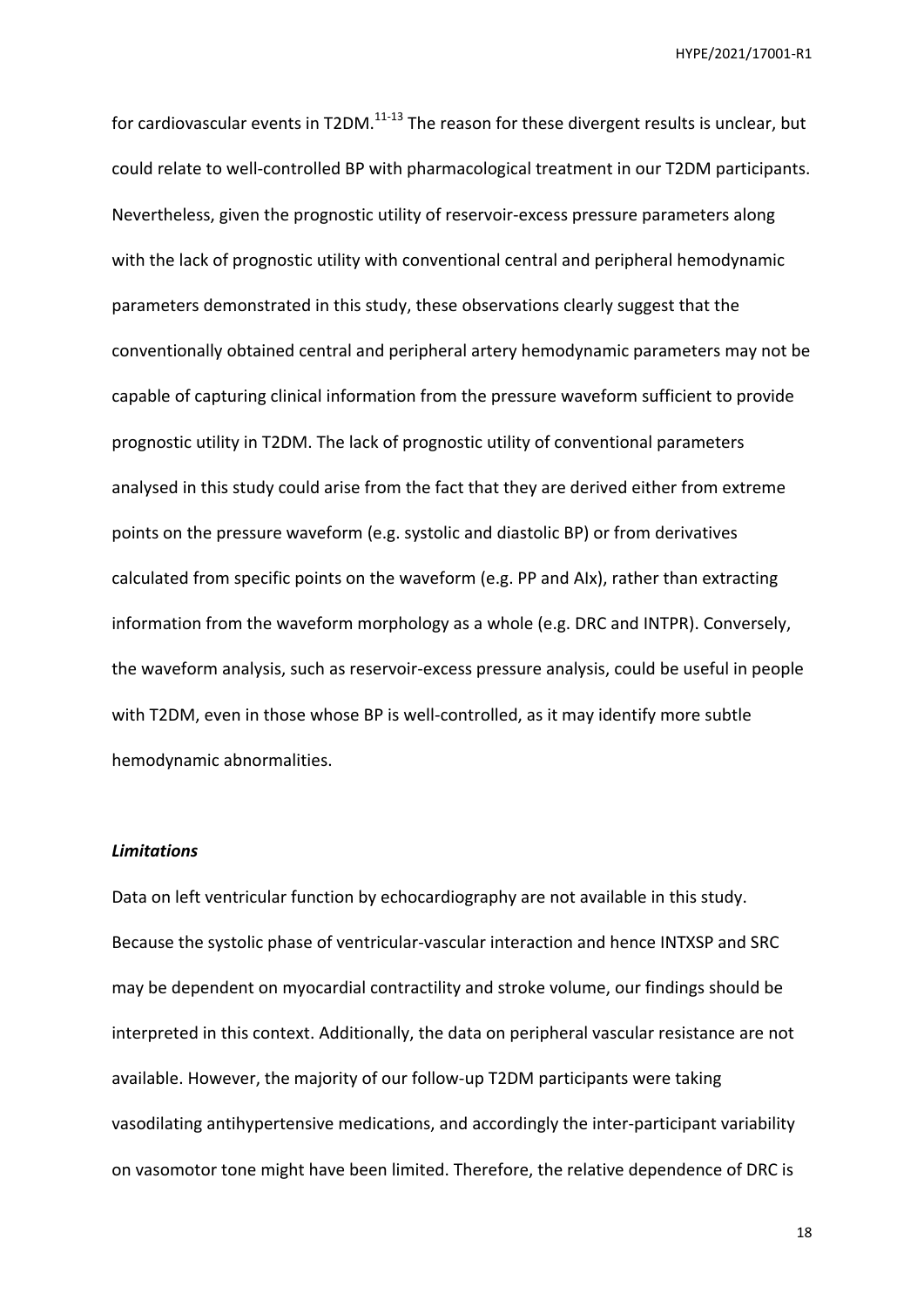for cardiovascular events in T2DM.[11-13] The reason for these divergent results is unclear, but could relate to well-controlled BP with pharmacological treatment in our T2DM participants. Nevertheless, given the prognostic utility of reservoir-excess pressure parameters along with the lack of prognostic utility with conventional central and peripheral hemodynamic parameters demonstrated in this study, these observations clearly suggest that the conventionally obtained central and peripheral artery hemodynamic parameters may not be capable of capturing clinical information from the pressure waveform sufficient to provide prognostic utility in T2DM. The lack of prognostic utility of conventional parameters analysed in this study could arise from the fact that they are derived either from extreme points on the pressure waveform (e.g. systolic and diastolic BP) or from derivatives calculated from specific points on the waveform (e.g. PP and AIx), rather than extracting information from the waveform morphology as a whole (e.g. DRC and INTPR). Conversely, the waveform analysis, such as reservoir-excess pressure analysis, could be useful in people with T2DM, even in those whose BP is well-controlled, as it may identify more subtle hemodynamic abnormalities.

### *Limitations*

Data on left ventricular function by echocardiography are not available in this study. Because the systolic phase of ventricular-vascular interaction and hence INTXSP and SRC may be dependent on myocardial contractility and stroke volume, our findings should be interpreted in this context. Additionally, the data on peripheral vascular resistance are not available. However, the majority of our follow-up T2DM participants were taking vasodilating antihypertensive medications, and accordingly the inter-participant variability on vasomotor tone might have been limited. Therefore, the relative dependence of DRC is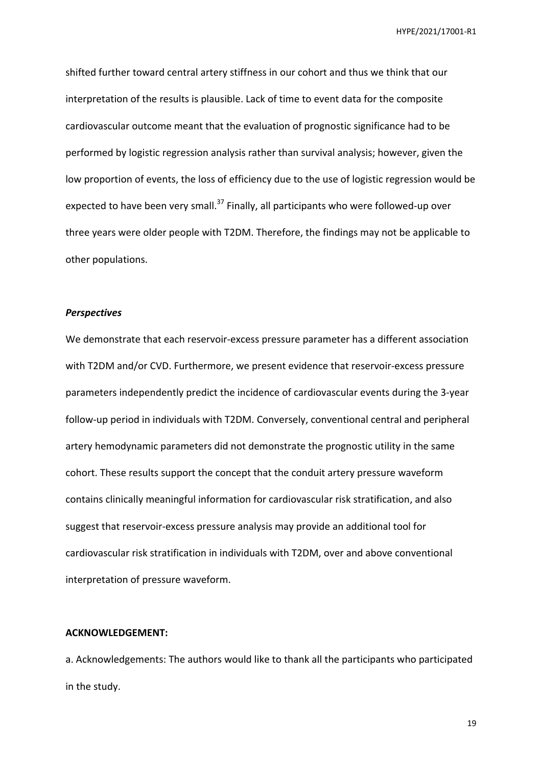shifted further toward central artery stiffness in our cohort and thus we think that our interpretation of the results is plausible. Lack of time to event data for the composite cardiovascular outcome meant that the evaluation of prognostic significance had to be performed by logistic regression analysis rather than survival analysis; however, given the low proportion of events, the loss of efficiency due to the use of logistic regression would be expected to have been very small.[37] Finally, all participants who were followed-up over three years were older people with T2DM. Therefore, the findings may not be applicable to other populations.

### *Perspectives*

We demonstrate that each reservoir-excess pressure parameter has a different association with T2DM and/or CVD. Furthermore, we present evidence that reservoir-excess pressure parameters independently predict the incidence of cardiovascular events during the 3-year follow-up period in individuals with T2DM. Conversely, conventional central and peripheral artery hemodynamic parameters did not demonstrate the prognostic utility in the same cohort. These results support the concept that the conduit artery pressure waveform contains clinically meaningful information for cardiovascular risk stratification, and also suggest that reservoir-excess pressure analysis may provide an additional tool for cardiovascular risk stratification in individuals with T2DM, over and above conventional interpretation of pressure waveform.

## ACKNOWLEDGEMENT:

a. Acknowledgements: The authors would like to thank all the participants who participated in the study.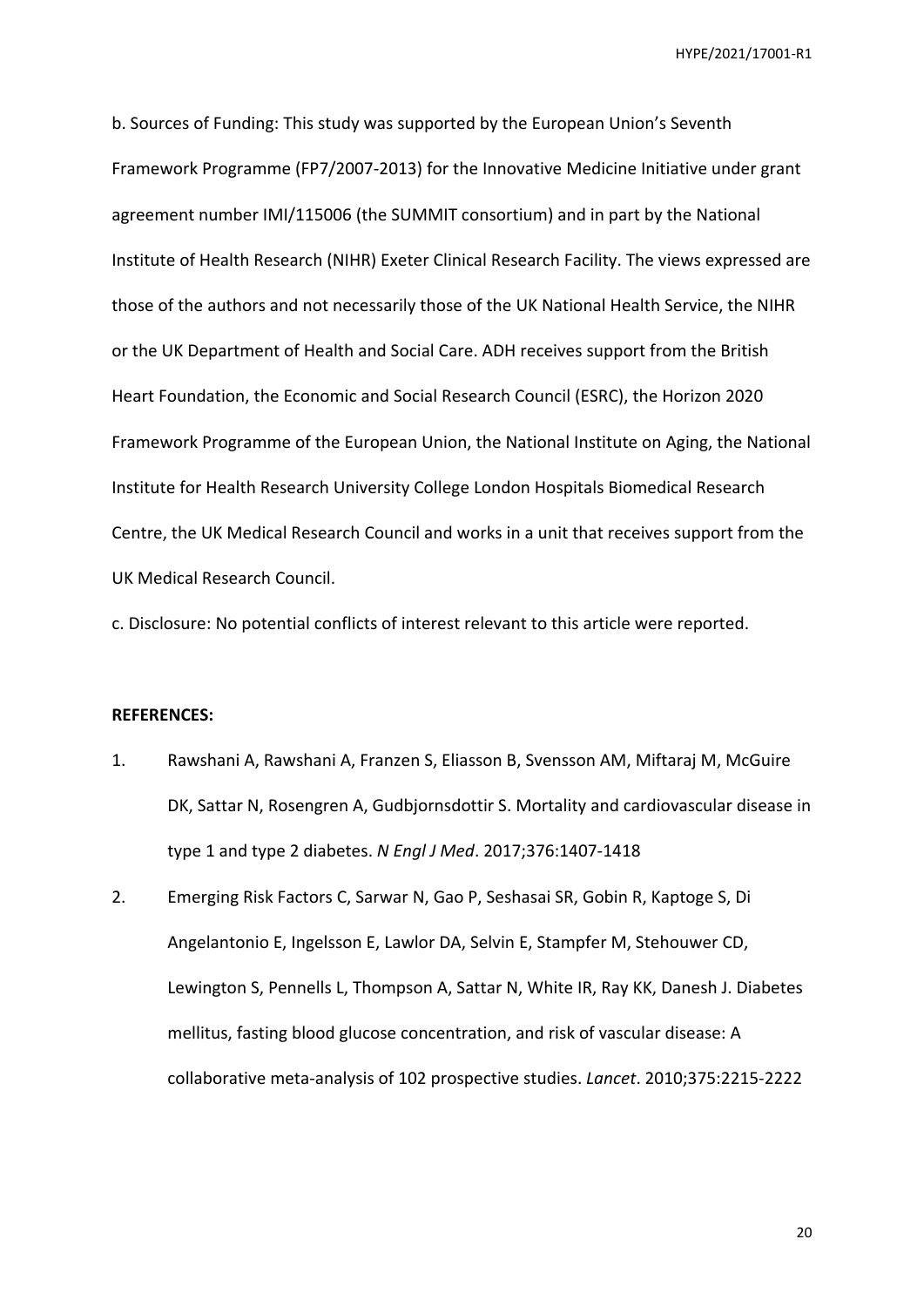b. Sources of Funding: This study was supported by the European Union's Seventh Framework Programme (FP7/2007-2013) for the Innovative Medicine Initiative under grant agreement number IMI/115006 (the SUMMIT consortium) and in part by the National Institute of Health Research (NIHR) Exeter Clinical Research Facility. The views expressed are those of the authors and not necessarily those of the UK National Health Service, the NIHR or the UK Department of Health and Social Care. ADH receives support from the British Heart Foundation, the Economic and Social Research Council (ESRC), the Horizon 2020 Framework Programme of the European Union, the National Institute on Aging, the National Institute for Health Research University College London Hospitals Biomedical Research Centre, the UK Medical Research Council and works in a unit that receives support from the UK Medical Research Council.

c. Disclosure: No potential conflicts of interest relevant to this article were reported.

**REFERENCES:**

1. Rawshani A, Rawshani A, Franzen S, Eliasson B, Svensson AM, Miftaraj M, McGuire DK, Sattar N, Rosengren A, Gudbjornsdottir S. Mortality and cardiovascular disease in type 1 and type 2 diabetes. *N Engl J Med*. 2017;376:1407-1418
2. Emerging Risk Factors C, Sarwar N, Gao P, Seshasai SR, Gobin R, Kaptoge S, Di Angelantonio E, Ingelsson E, Lawlor DA, Selvin E, Stampfer M, Stehouwer CD, Lewington S, Pennells L, Thompson A, Sattar N, White IR, Ray KK, Danesh J. Diabetes mellitus, fasting blood glucose concentration, and risk of vascular disease: A collaborative meta-analysis of 102 prospective studies. *Lancet*. 2010;375:2215-2222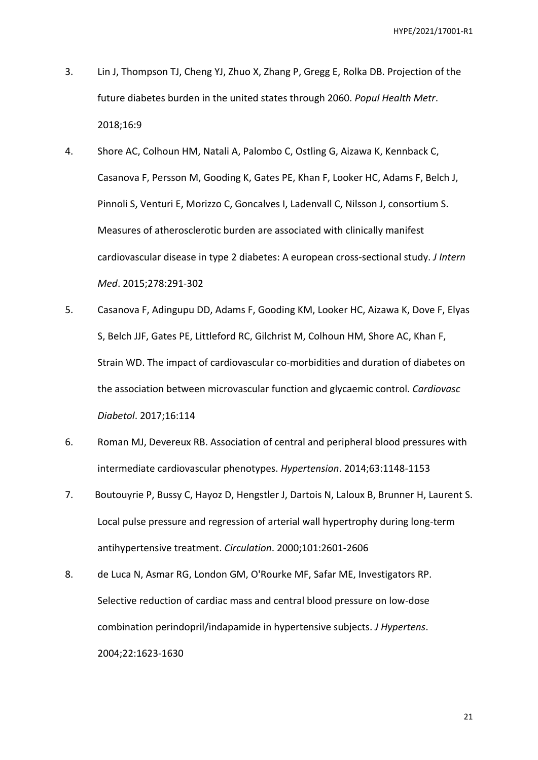3. Lin J, Thompson TJ, Cheng YJ, Zhuo X, Zhang P, Gregg E, Rolka DB. Projection of the future diabetes burden in the united states through 2060. *Popul Health Metr*. 2018;16:9

4. Shore AC, Colhoun HM, Natali A, Palombo C, Ostling G, Aizawa K, Kennback C, Casanova F, Persson M, Gooding K, Gates PE, Khan F, Looker HC, Adams F, Belch J, Pinnoli S, Venturi E, Morizzo C, Goncalves I, Ladenvall C, Nilsson J, consortium S. Measures of atherosclerotic burden are associated with clinically manifest cardiovascular disease in type 2 diabetes: A european cross-sectional study. *J Intern Med*. 2015;278:291-302

5. Casanova F, Adingupu DD, Adams F, Gooding KM, Looker HC, Aizawa K, Dove F, Elyas S, Belch JJF, Gates PE, Littleford RC, Gilchrist M, Colhoun HM, Shore AC, Khan F, Strain WD. The impact of cardiovascular co-morbidities and duration of diabetes on the association between microvascular function and glycaemic control. *Cardiovasc Diabetol*. 2017;16:114

6. Roman MJ, Devereux RB. Association of central and peripheral blood pressures with intermediate cardiovascular phenotypes. *Hypertension*. 2014;63:1148-1153

7. Boutouyrie P, Bussy C, Hayoz D, Hengstler J, Dartois N, Laloux B, Brunner H, Laurent S. Local pulse pressure and regression of arterial wall hypertrophy during long-term antihypertensive treatment. *Circulation*. 2000;101:2601-2606

8. de Luca N, Asmar RG, London GM, O'Rourke MF, Safar ME, Investigators RP. Selective reduction of cardiac mass and central blood pressure on low-dose combination perindopril/indapamide in hypertensive subjects. *J Hypertens*. 2004;22:1623-1630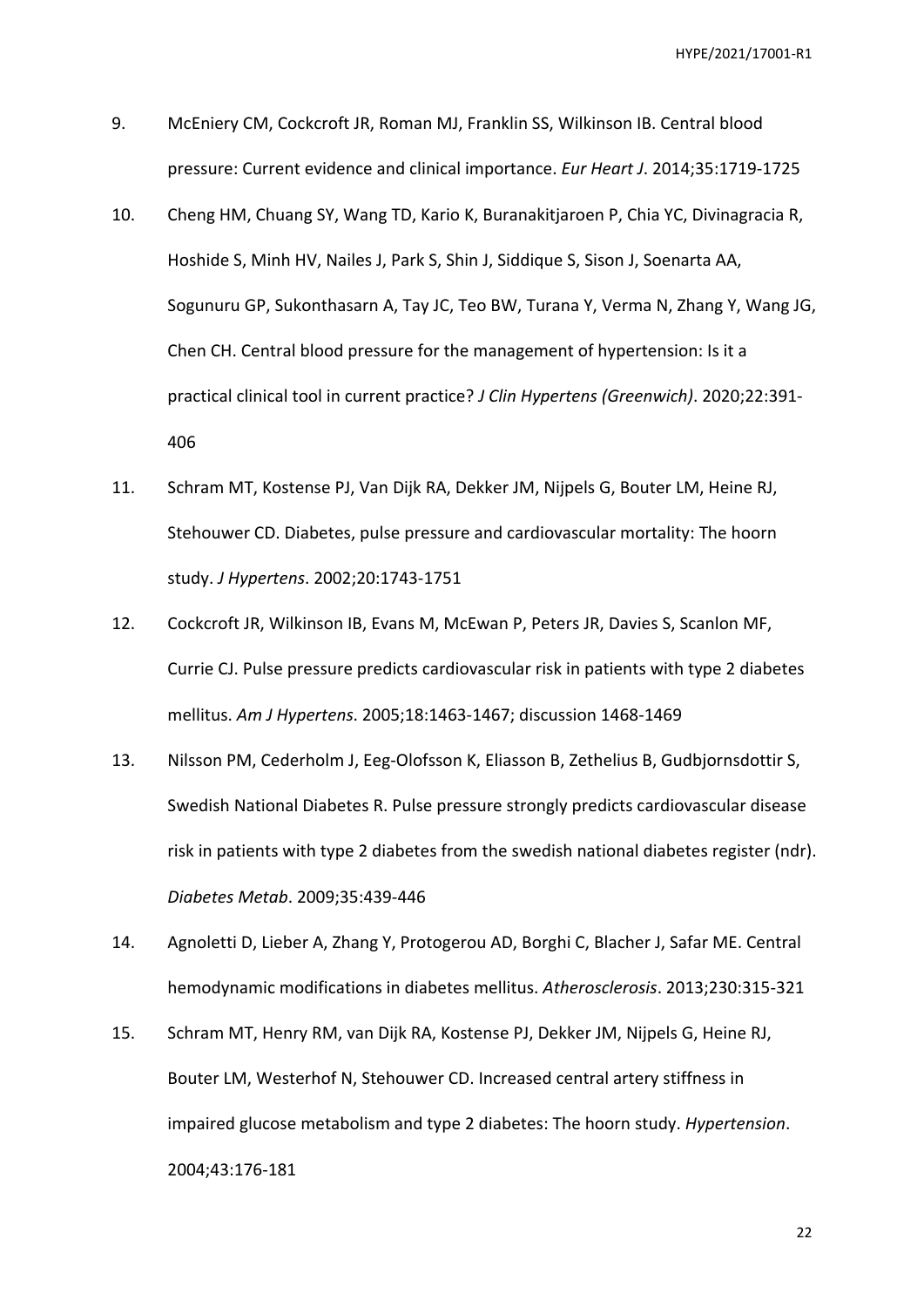9. McEniery CM, Cockcroft JR, Roman MJ, Franklin SS, Wilkinson IB. Central blood pressure: Current evidence and clinical importance. *Eur Heart J*. 2014;35:1719-1725

10. Cheng HM, Chuang SY, Wang TD, Kario K, Buranakitjaroen P, Chia YC, Divinagracia R, Hoshide S, Minh HV, Nailes J, Park S, Shin J, Siddique S, Sison J, Soenarta AA, Sogunuru GP, Sukonthasarn A, Tay JC, Teo BW, Turana Y, Verma N, Zhang Y, Wang JG, Chen CH. Central blood pressure for the management of hypertension: Is it a practical clinical tool in current practice? *J Clin Hypertens (Greenwich)*. 2020;22:391-406

11. Schram MT, Kostense PJ, Van Dijk RA, Dekker JM, Nijpels G, Bouter LM, Heine RJ, Stehouwer CD. Diabetes, pulse pressure and cardiovascular mortality: The hoorn study. *J Hypertens*. 2002;20:1743-1751

12. Cockcroft JR, Wilkinson IB, Evans M, McEwan P, Peters JR, Davies S, Scanlon MF, Currie CJ. Pulse pressure predicts cardiovascular risk in patients with type 2 diabetes mellitus. *Am J Hypertens*. 2005;18:1463-1467; discussion 1468-1469

13. Nilsson PM, Cederholm J, Eeg-Olofsson K, Eliasson B, Zethelius B, Gudbjornsdottir S, Swedish National Diabetes R. Pulse pressure strongly predicts cardiovascular disease risk in patients with type 2 diabetes from the swedish national diabetes register (ndr). *Diabetes Metab*. 2009;35:439-446

14. Agnoletti D, Lieber A, Zhang Y, Protogerou AD, Borghi C, Blacher J, Safar ME. Central hemodynamic modifications in diabetes mellitus. *Atherosclerosis*. 2013;230:315-321

15. Schram MT, Henry RM, van Dijk RA, Kostense PJ, Dekker JM, Nijpels G, Heine RJ, Bouter LM, Westerhof N, Stehouwer CD. Increased central artery stiffness in impaired glucose metabolism and type 2 diabetes: The hoorn study. *Hypertension*. 2004;43:176-181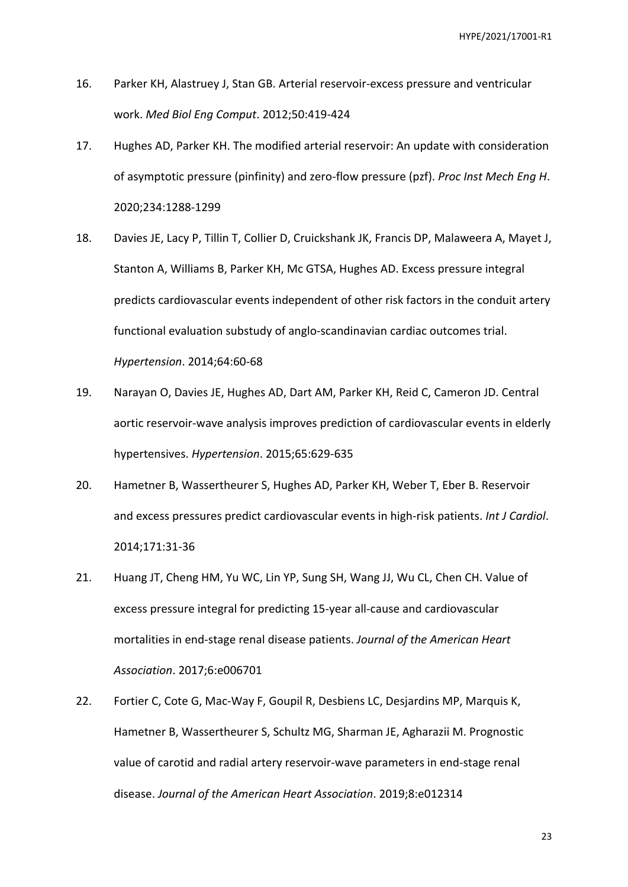16. Parker KH, Alastruey J, Stan GB. Arterial reservoir-excess pressure and ventricular work. *Med Biol Eng Comput*. 2012;50:419-424

17. Hughes AD, Parker KH. The modified arterial reservoir: An update with consideration of asymptotic pressure (pinfinity) and zero-flow pressure (pzf). *Proc Inst Mech Eng H*. 2020;234:1288-1299

18. Davies JE, Lacy P, Tillin T, Collier D, Cruickshank JK, Francis DP, Malaweera A, Mayet J, Stanton A, Williams B, Parker KH, Mc GTSA, Hughes AD. Excess pressure integral predicts cardiovascular events independent of other risk factors in the conduit artery functional evaluation substudy of anglo-scandinavian cardiac outcomes trial. *Hypertension*. 2014;64:60-68

19. Narayan O, Davies JE, Hughes AD, Dart AM, Parker KH, Reid C, Cameron JD. Central aortic reservoir-wave analysis improves prediction of cardiovascular events in elderly hypertensives. *Hypertension*. 2015;65:629-635

20. Hametner B, Wassertheurer S, Hughes AD, Parker KH, Weber T, Eber B. Reservoir and excess pressures predict cardiovascular events in high-risk patients. *Int J Cardiol*. 2014;171:31-36

21. Huang JT, Cheng HM, Yu WC, Lin YP, Sung SH, Wang JJ, Wu CL, Chen CH. Value of excess pressure integral for predicting 15-year all-cause and cardiovascular mortalities in end-stage renal disease patients. *Journal of the American Heart Association*. 2017;6:e006701

22. Fortier C, Cote G, Mac-Way F, Goupil R, Desbiens LC, Desjardins MP, Marquis K, Hametner B, Wassertheurer S, Schultz MG, Sharman JE, Agharazii M. Prognostic value of carotid and radial artery reservoir-wave parameters in end-stage renal disease. *Journal of the American Heart Association*. 2019;8:e012314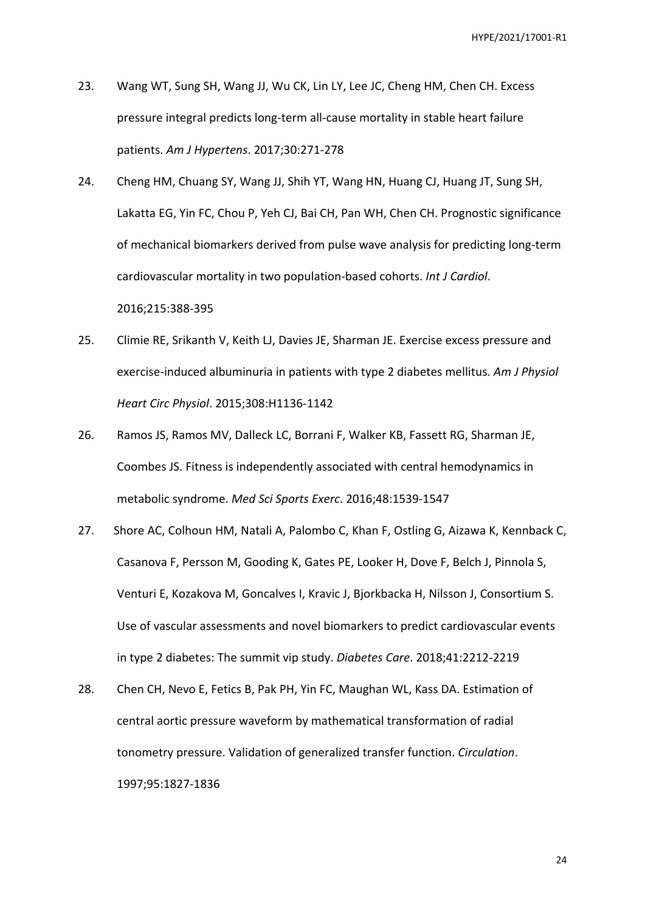23. Wang WT, Sung SH, Wang JJ, Wu CK, Lin LY, Lee JC, Cheng HM, Chen CH. Excess pressure integral predicts long-term all-cause mortality in stable heart failure patients. *Am J Hypertens*. 2017;30:271-278

24. Cheng HM, Chuang SY, Wang JJ, Shih YT, Wang HN, Huang CJ, Huang JT, Sung SH, Lakatta EG, Yin FC, Chou P, Yeh CJ, Bai CH, Pan WH, Chen CH. Prognostic significance of mechanical biomarkers derived from pulse wave analysis for predicting long-term cardiovascular mortality in two population-based cohorts. *Int J Cardiol*. 2016;215:388-395

25. Climie RE, Srikanth V, Keith LJ, Davies JE, Sharman JE. Exercise excess pressure and exercise-induced albuminuria in patients with type 2 diabetes mellitus. *Am J Physiol Heart Circ Physiol*. 2015;308:H1136-1142

26. Ramos JS, Ramos MV, Dalleck LC, Borrani F, Walker KB, Fassett RG, Sharman JE, Coombes JS. Fitness is independently associated with central hemodynamics in metabolic syndrome. *Med Sci Sports Exerc*. 2016;48:1539-1547

27. Shore AC, Colhoun HM, Natali A, Palombo C, Khan F, Ostling G, Aizawa K, Kennback C, Casanova F, Persson M, Gooding K, Gates PE, Looker H, Dove F, Belch J, Pinnola S, Venturi E, Kozakova M, Goncalves I, Kravic J, Bjorkbacka H, Nilsson J, Consortium S. Use of vascular assessments and novel biomarkers to predict cardiovascular events in type 2 diabetes: The summit vip study. *Diabetes Care*. 2018;41:2212-2219

28. Chen CH, Nevo E, Fetics B, Pak PH, Yin FC, Maughan WL, Kass DA. Estimation of central aortic pressure waveform by mathematical transformation of radial tonometry pressure. Validation of generalized transfer function. *Circulation*. 1997;95:1827-1836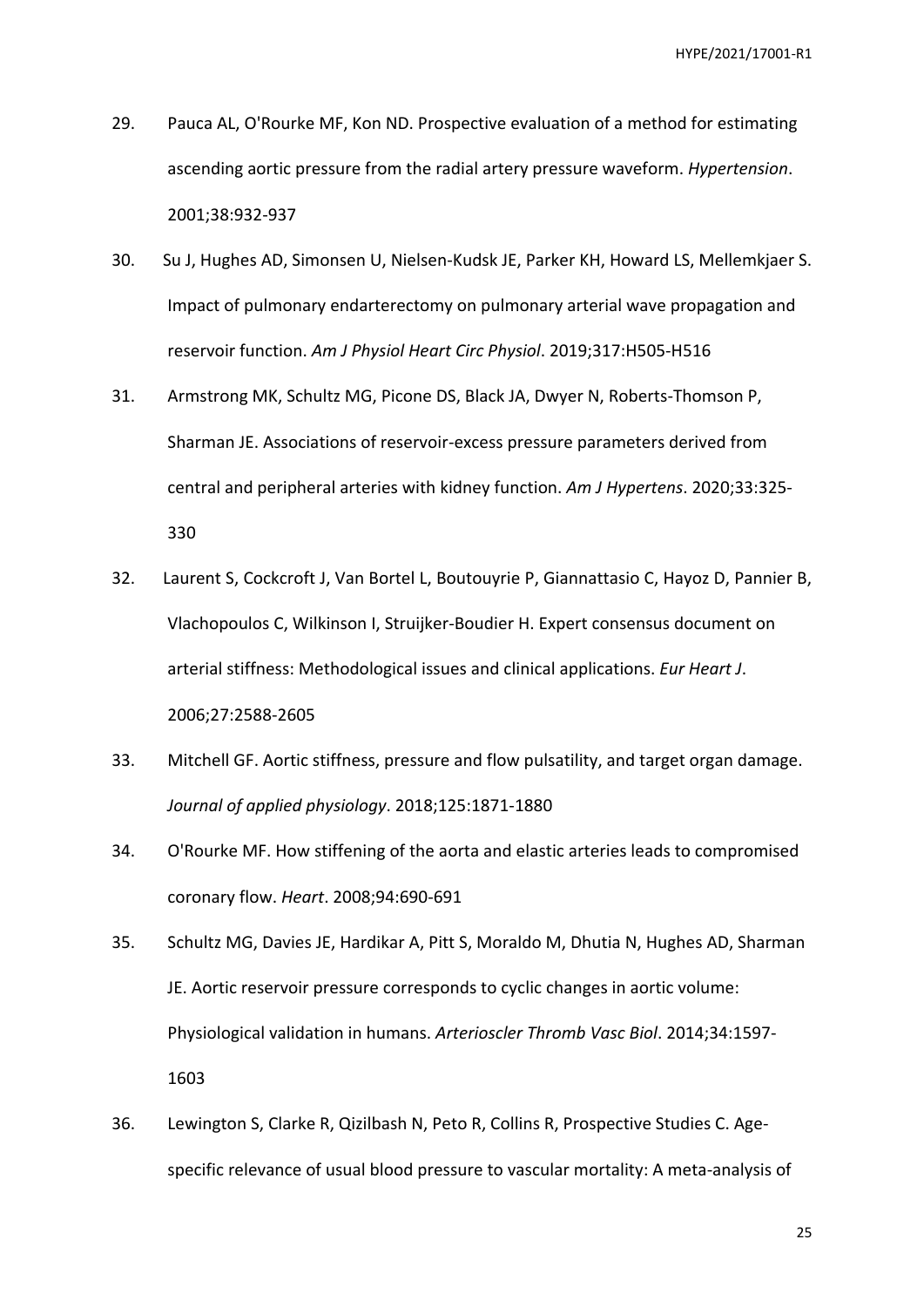29. Pauca AL, O'Rourke MF, Kon ND. Prospective evaluation of a method for estimating ascending aortic pressure from the radial artery pressure waveform. *Hypertension*. 2001;38:932-937

30. Su J, Hughes AD, Simonsen U, Nielsen-Kudsk JE, Parker KH, Howard LS, Mellemkjaer S. Impact of pulmonary endarterectomy on pulmonary arterial wave propagation and reservoir function. *Am J Physiol Heart Circ Physiol*. 2019;317:H505-H516

31. Armstrong MK, Schultz MG, Picone DS, Black JA, Dwyer N, Roberts-Thomson P, Sharman JE. Associations of reservoir-excess pressure parameters derived from central and peripheral arteries with kidney function. *Am J Hypertens*. 2020;33:325-330

32. Laurent S, Cockcroft J, Van Bortel L, Boutouyrie P, Giannattasio C, Hayoz D, Pannier B, Vlachopoulos C, Wilkinson I, Struijker-Boudier H. Expert consensus document on arterial stiffness: Methodological issues and clinical applications. *Eur Heart J*. 2006;27:2588-2605

33. Mitchell GF. Aortic stiffness, pressure and flow pulsatility, and target organ damage. *Journal of applied physiology*. 2018;125:1871-1880

34. O'Rourke MF. How stiffening of the aorta and elastic arteries leads to compromised coronary flow. *Heart*. 2008;94:690-691

35. Schultz MG, Davies JE, Hardikar A, Pitt S, Moraldo M, Dhutia N, Hughes AD, Sharman JE. Aortic reservoir pressure corresponds to cyclic changes in aortic volume: Physiological validation in humans. *Arterioscler Thromb Vasc Biol*. 2014;34:1597-1603

36. Lewington S, Clarke R, Qizilbash N, Peto R, Collins R, Prospective Studies C. Age-specific relevance of usual blood pressure to vascular mortality: A meta-analysis of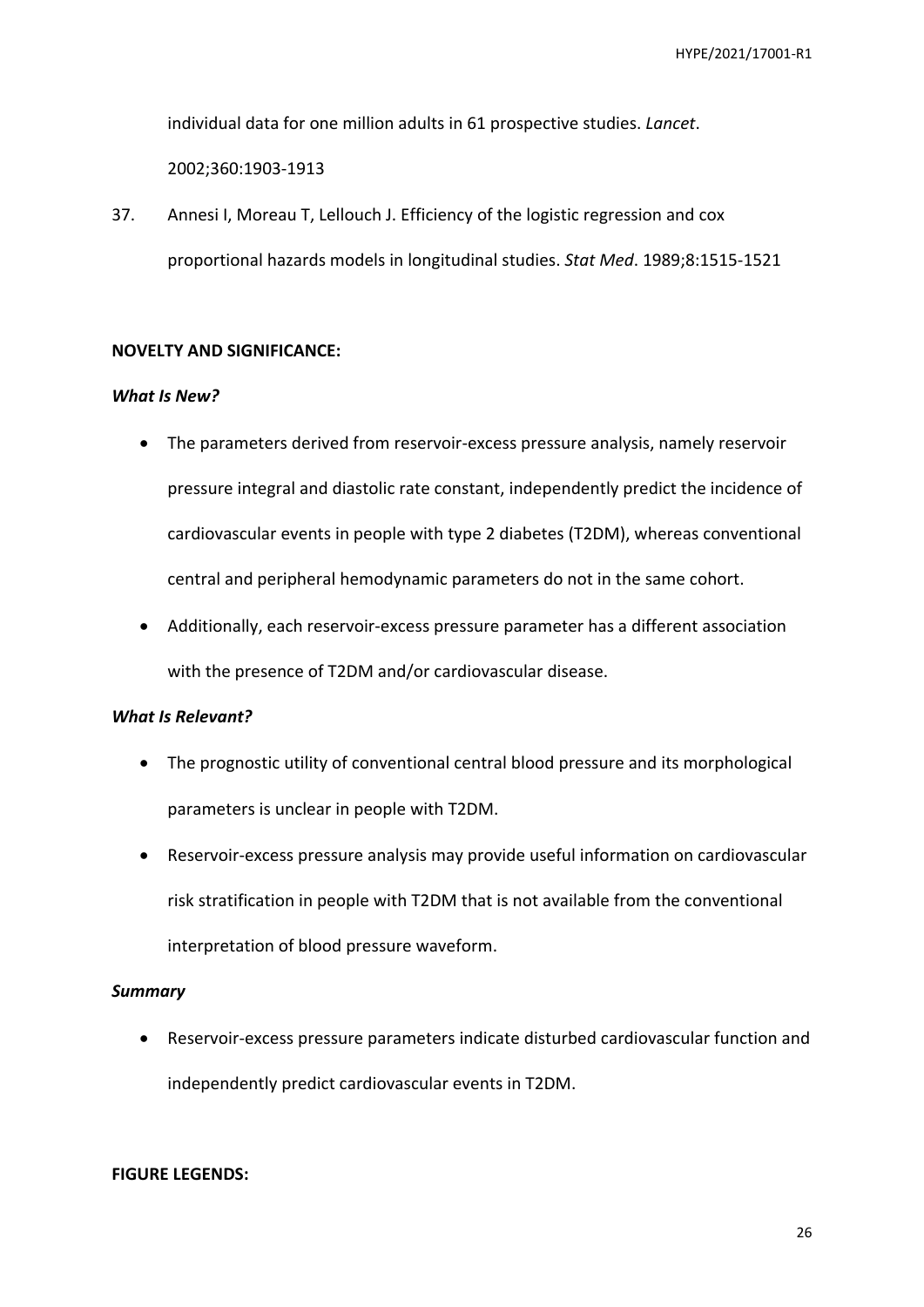individual data for one million adults in 61 prospective studies. *Lancet*. 2002;360:1903-1913

37. Annesi I, Moreau T, Lellouch J. Efficiency of the logistic regression and cox proportional hazards models in longitudinal studies. *Stat Med*. 1989;8:1515-1521

**NOVELTY AND SIGNIFICANCE:**

***What Is New?***

- The parameters derived from reservoir-excess pressure analysis, namely reservoir pressure integral and diastolic rate constant, independently predict the incidence of cardiovascular events in people with type 2 diabetes (T2DM), whereas conventional central and peripheral hemodynamic parameters do not in the same cohort.
- Additionally, each reservoir-excess pressure parameter has a different association with the presence of T2DM and/or cardiovascular disease.

***What Is Relevant?***

- The prognostic utility of conventional central blood pressure and its morphological parameters is unclear in people with T2DM.
- Reservoir-excess pressure analysis may provide useful information on cardiovascular risk stratification in people with T2DM that is not available from the conventional interpretation of blood pressure waveform.

***Summary***

- Reservoir-excess pressure parameters indicate disturbed cardiovascular function and independently predict cardiovascular events in T2DM.

**FIGURE LEGENDS:**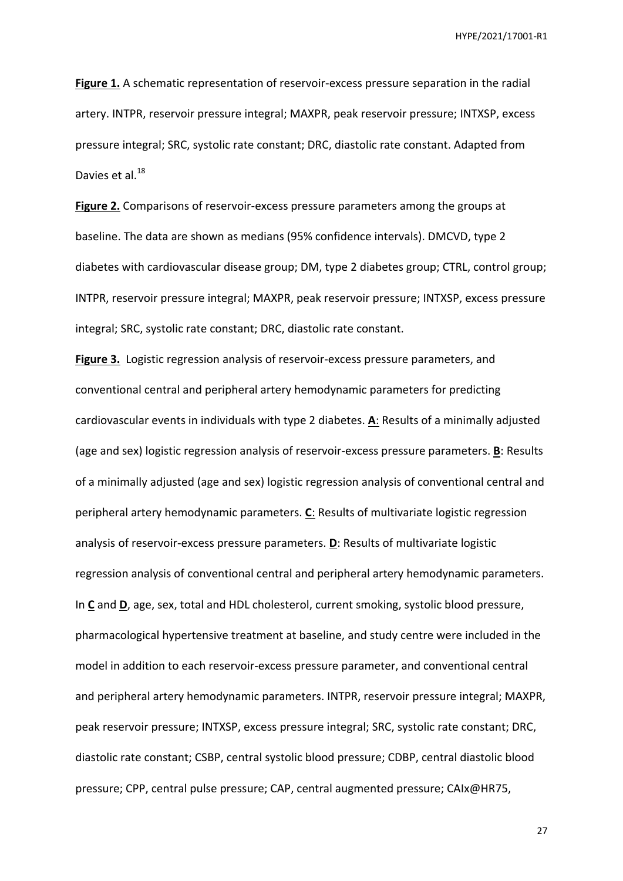**Figure 1.** A schematic representation of reservoir-excess pressure separation in the radial artery. INTPR, reservoir pressure integral; MAXPR, peak reservoir pressure; INTXSP, excess pressure integral; SRC, systolic rate constant; DRC, diastolic rate constant. Adapted from Davies et al.[18]

**Figure 2.** Comparisons of reservoir-excess pressure parameters among the groups at baseline. The data are shown as medians (95% confidence intervals). DMCVD, type 2 diabetes with cardiovascular disease group; DM, type 2 diabetes group; CTRL, control group; INTPR, reservoir pressure integral; MAXPR, peak reservoir pressure; INTXSP, excess pressure integral; SRC, systolic rate constant; DRC, diastolic rate constant.

**Figure 3.** Logistic regression analysis of reservoir-excess pressure parameters, and conventional central and peripheral artery hemodynamic parameters for predicting cardiovascular events in individuals with type 2 diabetes. **A**: Results of a minimally adjusted (age and sex) logistic regression analysis of reservoir-excess pressure parameters. **B**: Results of a minimally adjusted (age and sex) logistic regression analysis of conventional central and peripheral artery hemodynamic parameters. **C**: Results of multivariate logistic regression analysis of reservoir-excess pressure parameters. **D**: Results of multivariate logistic regression analysis of conventional central and peripheral artery hemodynamic parameters. In **C** and **D**, age, sex, total and HDL cholesterol, current smoking, systolic blood pressure, pharmacological hypertensive treatment at baseline, and study centre were included in the model in addition to each reservoir-excess pressure parameter, and conventional central and peripheral artery hemodynamic parameters. INTPR, reservoir pressure integral; MAXPR, peak reservoir pressure; INTXSP, excess pressure integral; SRC, systolic rate constant; DRC, diastolic rate constant; CSBP, central systolic blood pressure; CDBP, central diastolic blood pressure; CPP, central pulse pressure; CAP, central augmented pressure; CAIx@HR75,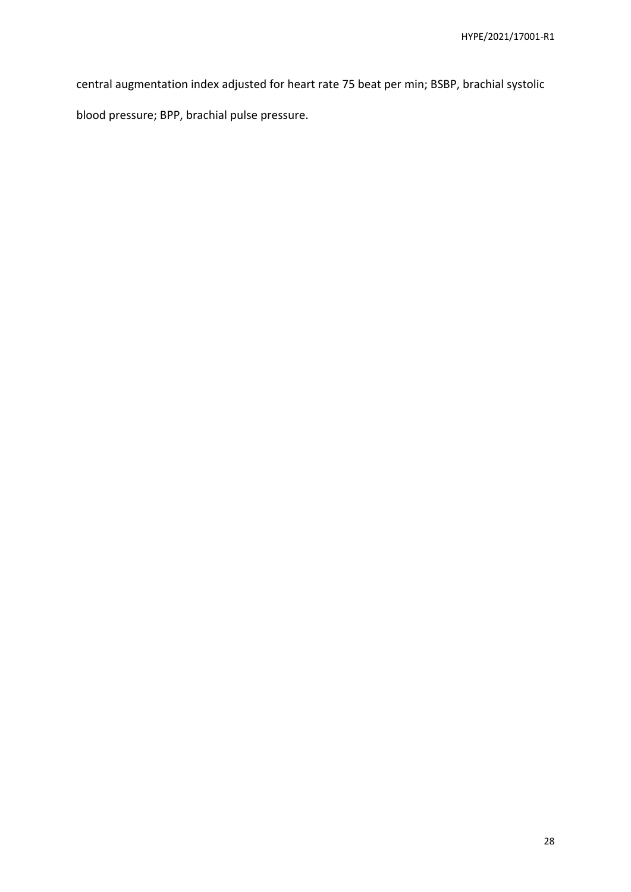central augmentation index adjusted for heart rate 75 beat per min; BSBP, brachial systolic blood pressure; BPP, brachial pulse pressure.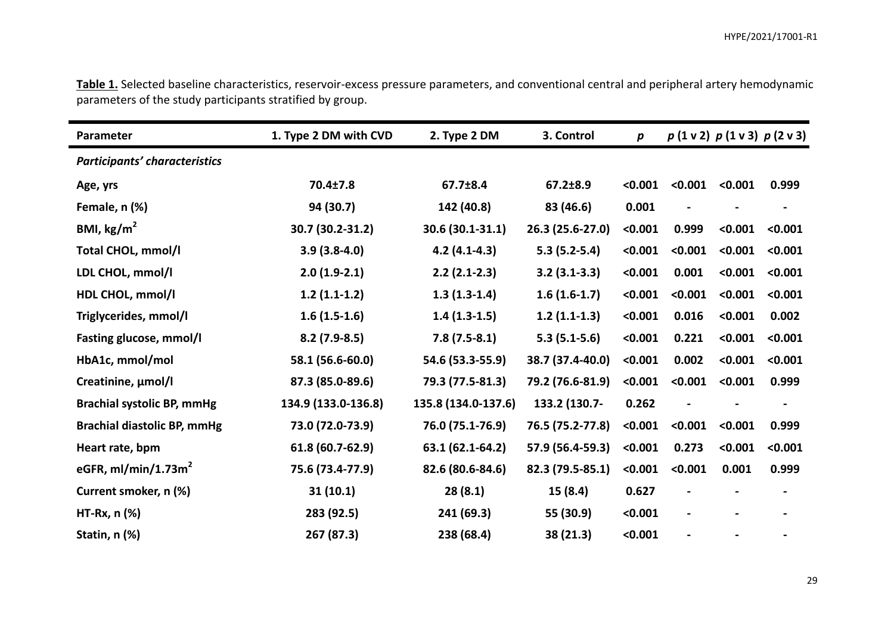**Table 1.** Selected baseline characteristics, reservoir-excess pressure parameters, and conventional central and peripheral artery hemodynamic parameters of the study participants stratified by group.

| Parameter | 1. Type 2 DM with CVD | 2. Type 2 DM | 3. Control | *p* | *p* (1 v 2) | *p* (1 v 3) | *p* (2 v 3) |
|---|---|---|---|---|---|---|---|
| ***Participants' characteristics*** | | | | | | | |
| **Age, yrs** | **70.4±7.8** | **67.7±8.4** | **67.2±8.9** | **<0.001** | **<0.001** | **<0.001** | **0.999** |
| **Female, n (%)** | **94 (30.7)** | **142 (40.8)** | **83 (46.6)** | **0.001** | **-** | **-** | **-** |
| **BMI, kg/m$^2$** | **30.7 (30.2-31.2)** | **30.6 (30.1-31.1)** | **26.3 (25.6-27.0)** | **<0.001** | **0.999** | **<0.001** | **<0.001** |
| **Total CHOL, mmol/l** | **3.9 (3.8-4.0)** | **4.2 (4.1-4.3)** | **5.3 (5.2-5.4)** | **<0.001** | **<0.001** | **<0.001** | **<0.001** |
| **LDL CHOL, mmol/l** | **2.0 (1.9-2.1)** | **2.2 (2.1-2.3)** | **3.2 (3.1-3.3)** | **<0.001** | **0.001** | **<0.001** | **<0.001** |
| **HDL CHOL, mmol/l** | **1.2 (1.1-1.2)** | **1.3 (1.3-1.4)** | **1.6 (1.6-1.7)** | **<0.001** | **<0.001** | **<0.001** | **<0.001** |
| **Triglycerides, mmol/l** | **1.6 (1.5-1.6)** | **1.4 (1.3-1.5)** | **1.2 (1.1-1.3)** | **<0.001** | **0.016** | **<0.001** | **0.002** |
| **Fasting glucose, mmol/l** | **8.2 (7.9-8.5)** | **7.8 (7.5-8.1)** | **5.3 (5.1-5.6)** | **<0.001** | **0.221** | **<0.001** | **<0.001** |
| **HbA1c, mmol/mol** | **58.1 (56.6-60.0)** | **54.6 (53.3-55.9)** | **38.7 (37.4-40.0)** | **<0.001** | **0.002** | **<0.001** | **<0.001** |
| **Creatinine, µmol/l** | **87.3 (85.0-89.6)** | **79.3 (77.5-81.3)** | **79.2 (76.6-81.9)** | **<0.001** | **<0.001** | **<0.001** | **0.999** |
| **Brachial systolic BP, mmHg** | **134.9 (133.0-136.8)** | **135.8 (134.0-137.6)** | **133.2 (130.7-** | **0.262** | **-** | **-** | **-** |
| **Brachial diastolic BP, mmHg** | **73.0 (72.0-73.9)** | **76.0 (75.1-76.9)** | **76.5 (75.2-77.8)** | **<0.001** | **<0.001** | **<0.001** | **0.999** |
| **Heart rate, bpm** | **61.8 (60.7-62.9)** | **63.1 (62.1-64.2)** | **57.9 (56.4-59.3)** | **<0.001** | **0.273** | **<0.001** | **<0.001** |
| **eGFR, ml/min/1.73m$^2$** | **75.6 (73.4-77.9)** | **82.6 (80.6-84.6)** | **82.3 (79.5-85.1)** | **<0.001** | **<0.001** | **0.001** | **0.999** |
| **Current smoker, n (%)** | **31 (10.1)** | **28 (8.1)** | **15 (8.4)** | **0.627** | **-** | **-** | **-** |
| **HT-Rx, n (%)** | **283 (92.5)** | **241 (69.3)** | **55 (30.9)** | **<0.001** | **-** | **-** | **-** |
| **Statin, n (%)** | **267 (87.3)** | **238 (68.4)** | **38 (21.3)** | **<0.001** | **-** | **-** | **-** |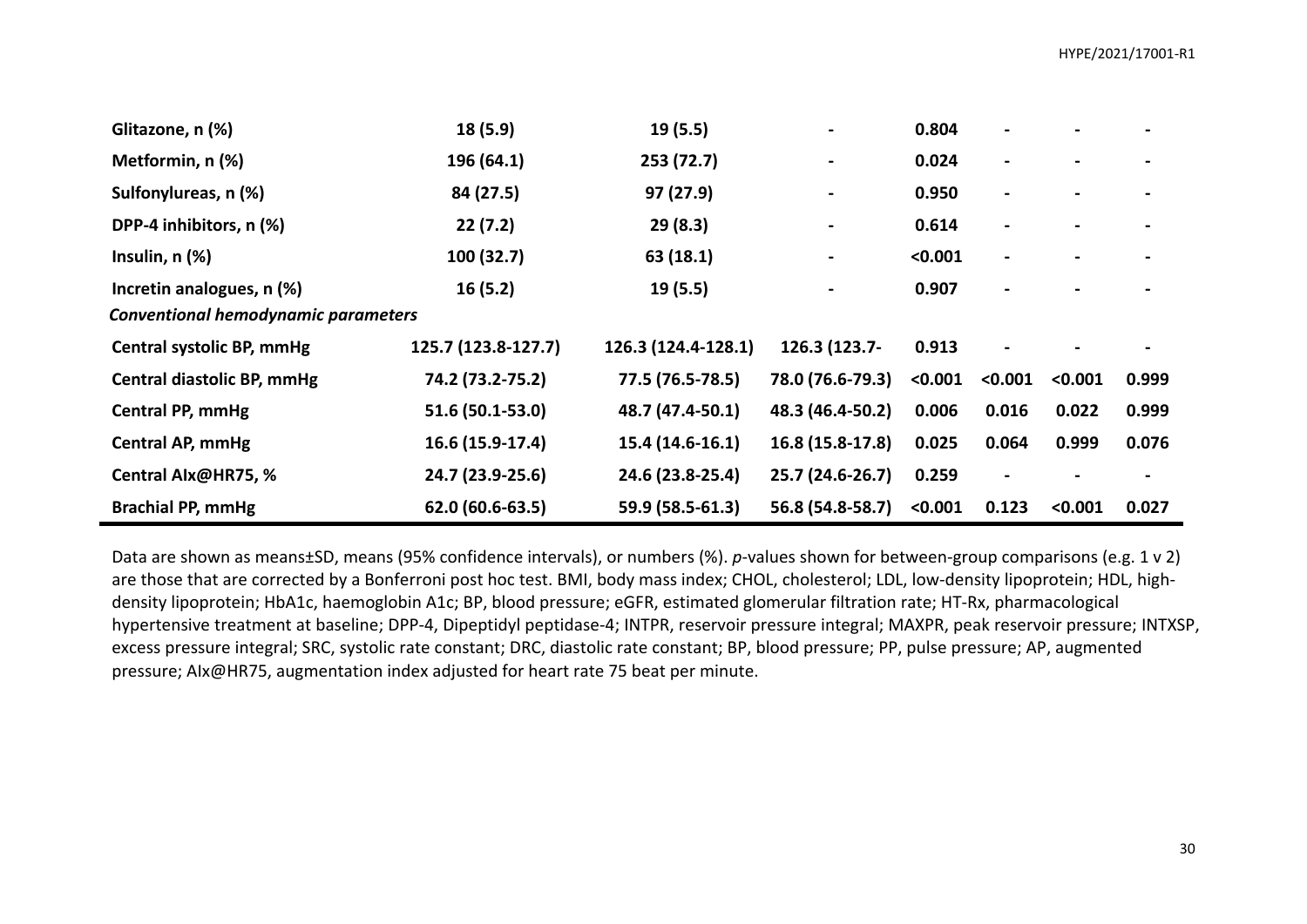| | | | | | | | |
|---|---|---|---|---|---|---|---|
| **Glitazone, n (%)** | **18 (5.9)** | **19 (5.5)** | **-** | **0.804** | **-** | **-** | **-** |
| **Metformin, n (%)** | **196 (64.1)** | **253 (72.7)** | **-** | **0.024** | **-** | **-** | **-** |
| **Sulfonylureas, n (%)** | **84 (27.5)** | **97 (27.9)** | **-** | **0.950** | **-** | **-** | **-** |
| **DPP-4 inhibitors, n (%)** | **22 (7.2)** | **29 (8.3)** | **-** | **0.614** | **-** | **-** | **-** |
| **Insulin, n (%)** | **100 (32.7)** | **63 (18.1)** | **-** | **<0.001** | **-** | **-** | **-** |
| **Incretin analogues, n (%)** | **16 (5.2)** | **19 (5.5)** | **-** | **0.907** | **-** | **-** | **-** |
| ***Conventional hemodynamic parameters*** | | | | | | | |
| **Central systolic BP, mmHg** | **125.7 (123.8-127.7)** | **126.3 (124.4-128.1)** | **126.3 (123.7-** | **0.913** | **-** | **-** | **-** |
| **Central diastolic BP, mmHg** | **74.2 (73.2-75.2)** | **77.5 (76.5-78.5)** | **78.0 (76.6-79.3)** | **<0.001** | **<0.001** | **<0.001** | **0.999** |
| **Central PP, mmHg** | **51.6 (50.1-53.0)** | **48.7 (47.4-50.1)** | **48.3 (46.4-50.2)** | **0.006** | **0.016** | **0.022** | **0.999** |
| **Central AP, mmHg** | **16.6 (15.9-17.4)** | **15.4 (14.6-16.1)** | **16.8 (15.8-17.8)** | **0.025** | **0.064** | **0.999** | **0.076** |
| **Central AIx@HR75, %** | **24.7 (23.9-25.6)** | **24.6 (23.8-25.4)** | **25.7 (24.6-26.7)** | **0.259** | **-** | **-** | **-** |
| **Brachial PP, mmHg** | **62.0 (60.6-63.5)** | **59.9 (58.5-61.3)** | **56.8 (54.8-58.7)** | **<0.001** | **0.123** | **<0.001** | **0.027** |

Data are shown as means±SD, means (95% confidence intervals), or numbers (%). *p*-values shown for between-group comparisons (e.g. 1 v 2) are those that are corrected by a Bonferroni post hoc test. BMI, body mass index; CHOL, cholesterol; LDL, low-density lipoprotein; HDL, high-density lipoprotein; HbA1c, haemoglobin A1c; BP, blood pressure; eGFR, estimated glomerular filtration rate; HT-Rx, pharmacological hypertensive treatment at baseline; DPP-4, Dipeptidyl peptidase-4; INTPR, reservoir pressure integral; MAXPR, peak reservoir pressure; INTXSP, excess pressure integral; SRC, systolic rate constant; DRC, diastolic rate constant; BP, blood pressure; PP, pulse pressure; AP, augmented pressure; AIx@HR75, augmentation index adjusted for heart rate 75 beat per minute.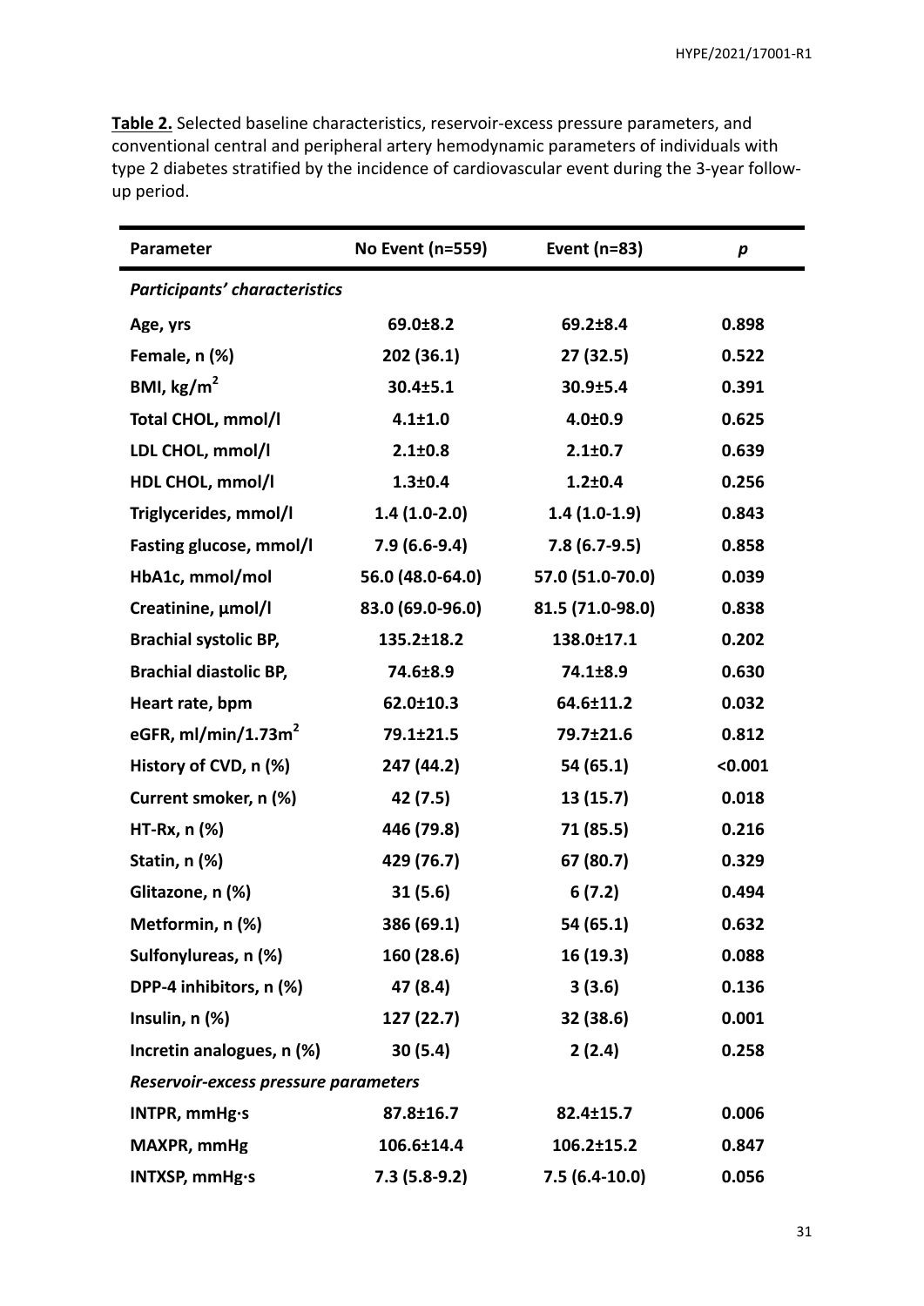**Table 2.** Selected baseline characteristics, reservoir-excess pressure parameters, and conventional central and peripheral artery hemodynamic parameters of individuals with type 2 diabetes stratified by the incidence of cardiovascular event during the 3-year follow-up period.

| Parameter | No Event (n=559) | Event (n=83) | *p* |
|---|---|---|---|
| ***Participants' characteristics*** | | | |
| **Age, yrs** | **69.0±8.2** | **69.2±8.4** | **0.898** |
| **Female, n (%)** | **202 (36.1)** | **27 (32.5)** | **0.522** |
| **BMI, kg/m$^2$** | **30.4±5.1** | **30.9±5.4** | **0.391** |
| **Total CHOL, mmol/l** | **4.1±1.0** | **4.0±0.9** | **0.625** |
| **LDL CHOL, mmol/l** | **2.1±0.8** | **2.1±0.7** | **0.639** |
| **HDL CHOL, mmol/l** | **1.3±0.4** | **1.2±0.4** | **0.256** |
| **Triglycerides, mmol/l** | **1.4 (1.0-2.0)** | **1.4 (1.0-1.9)** | **0.843** |
| **Fasting glucose, mmol/l** | **7.9 (6.6-9.4)** | **7.8 (6.7-9.5)** | **0.858** |
| **HbA1c, mmol/mol** | **56.0 (48.0-64.0)** | **57.0 (51.0-70.0)** | **0.039** |
| **Creatinine, µmol/l** | **83.0 (69.0-96.0)** | **81.5 (71.0-98.0)** | **0.838** |
| **Brachial systolic BP,** | **135.2±18.2** | **138.0±17.1** | **0.202** |
| **Brachial diastolic BP,** | **74.6±8.9** | **74.1±8.9** | **0.630** |
| **Heart rate, bpm** | **62.0±10.3** | **64.6±11.2** | **0.032** |
| **eGFR, ml/min/1.73m$^2$** | **79.1±21.5** | **79.7±21.6** | **0.812** |
| **History of CVD, n (%)** | **247 (44.2)** | **54 (65.1)** | **<0.001** |
| **Current smoker, n (%)** | **42 (7.5)** | **13 (15.7)** | **0.018** |
| **HT-Rx, n (%)** | **446 (79.8)** | **71 (85.5)** | **0.216** |
| **Statin, n (%)** | **429 (76.7)** | **67 (80.7)** | **0.329** |
| **Glitazone, n (%)** | **31 (5.6)** | **6 (7.2)** | **0.494** |
| **Metformin, n (%)** | **386 (69.1)** | **54 (65.1)** | **0.632** |
| **Sulfonylureas, n (%)** | **160 (28.6)** | **16 (19.3)** | **0.088** |
| **DPP-4 inhibitors, n (%)** | **47 (8.4)** | **3 (3.6)** | **0.136** |
| **Insulin, n (%)** | **127 (22.7)** | **32 (38.6)** | **0.001** |
| **Incretin analogues, n (%)** | **30 (5.4)** | **2 (2.4)** | **0.258** |
| ***Reservoir-excess pressure parameters*** | | | |
| **INTPR, mmHg·s** | **87.8±16.7** | **82.4±15.7** | **0.006** |
| **MAXPR, mmHg** | **106.6±14.4** | **106.2±15.2** | **0.847** |
| **INTXSP, mmHg·s** | **7.3 (5.8-9.2)** | **7.5 (6.4-10.0)** | **0.056** |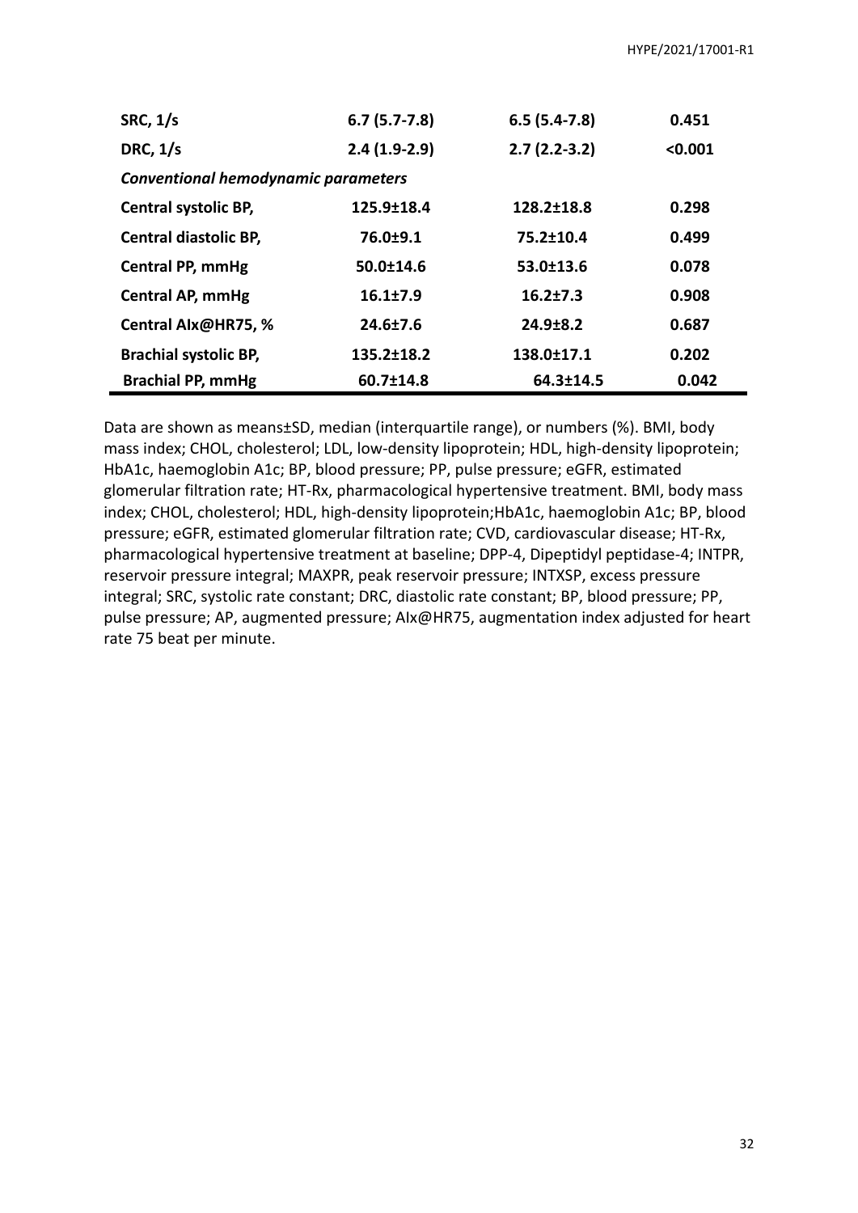| | | | |
|---|---|---|---|
| **SRC, 1/s** | **6.7 (5.7-7.8)** | **6.5 (5.4-7.8)** | **0.451** |
| **DRC, 1/s** | **2.4 (1.9-2.9)** | **2.7 (2.2-3.2)** | **<0.001** |
| ***Conventional hemodynamic parameters*** | | | |
| **Central systolic BP,** | **125.9±18.4** | **128.2±18.8** | **0.298** |
| **Central diastolic BP,** | **76.0±9.1** | **75.2±10.4** | **0.499** |
| **Central PP, mmHg** | **50.0±14.6** | **53.0±13.6** | **0.078** |
| **Central AP, mmHg** | **16.1±7.9** | **16.2±7.3** | **0.908** |
| **Central AIx@HR75, %** | **24.6±7.6** | **24.9±8.2** | **0.687** |
| **Brachial systolic BP,** | **135.2±18.2** | **138.0±17.1** | **0.202** |
| **Brachial PP, mmHg** | **60.7±14.8** | **64.3±14.5** | **0.042** |

Data are shown as means±SD, median (interquartile range), or numbers (%). BMI, body mass index; CHOL, cholesterol; LDL, low-density lipoprotein; HDL, high-density lipoprotein; HbA1c, haemoglobin A1c; BP, blood pressure; PP, pulse pressure; eGFR, estimated glomerular filtration rate; HT-Rx, pharmacological hypertensive treatment. BMI, body mass index; CHOL, cholesterol; HDL, high-density lipoprotein;HbA1c, haemoglobin A1c; BP, blood pressure; eGFR, estimated glomerular filtration rate; CVD, cardiovascular disease; HT-Rx, pharmacological hypertensive treatment at baseline; DPP-4, Dipeptidyl peptidase-4; INTPR, reservoir pressure integral; MAXPR, peak reservoir pressure; INTXSP, excess pressure integral; SRC, systolic rate constant; DRC, diastolic rate constant; BP, blood pressure; PP, pulse pressure; AP, augmented pressure; AIx@HR75, augmentation index adjusted for heart rate 75 beat per minute.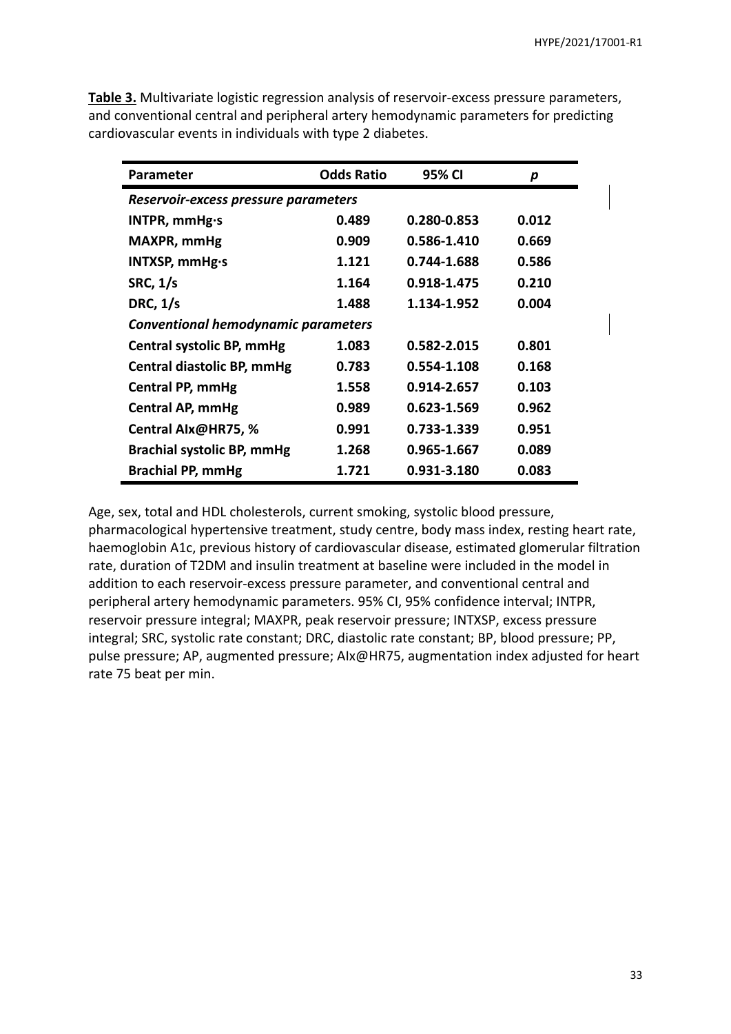**Table 3.** Multivariate logistic regression analysis of reservoir-excess pressure parameters, and conventional central and peripheral artery hemodynamic parameters for predicting cardiovascular events in individuals with type 2 diabetes.

| Parameter | Odds Ratio | 95% CI | *p* |
|---|---|---|---|
| ***Reservoir-excess pressure parameters*** | | | |
| **INTPR, mmHg·s** | **0.489** | **0.280-0.853** | **0.012** |
| **MAXPR, mmHg** | **0.909** | **0.586-1.410** | **0.669** |
| **INTXSP, mmHg·s** | **1.121** | **0.744-1.688** | **0.586** |
| **SRC, 1/s** | **1.164** | **0.918-1.475** | **0.210** |
| **DRC, 1/s** | **1.488** | **1.134-1.952** | **0.004** |
| ***Conventional hemodynamic parameters*** | | | |
| **Central systolic BP, mmHg** | **1.083** | **0.582-2.015** | **0.801** |
| **Central diastolic BP, mmHg** | **0.783** | **0.554-1.108** | **0.168** |
| **Central PP, mmHg** | **1.558** | **0.914-2.657** | **0.103** |
| **Central AP, mmHg** | **0.989** | **0.623-1.569** | **0.962** |
| **Central AIx@HR75, %** | **0.991** | **0.733-1.339** | **0.951** |
| **Brachial systolic BP, mmHg** | **1.268** | **0.965-1.667** | **0.089** |
| **Brachial PP, mmHg** | **1.721** | **0.931-3.180** | **0.083** |

Age, sex, total and HDL cholesterols, current smoking, systolic blood pressure, pharmacological hypertensive treatment, study centre, body mass index, resting heart rate, haemoglobin A1c, previous history of cardiovascular disease, estimated glomerular filtration rate, duration of T2DM and insulin treatment at baseline were included in the model in addition to each reservoir-excess pressure parameter, and conventional central and peripheral artery hemodynamic parameters. 95% CI, 95% confidence interval; INTPR, reservoir pressure integral; MAXPR, peak reservoir pressure; INTXSP, excess pressure integral; SRC, systolic rate constant; DRC, diastolic rate constant; BP, blood pressure; PP, pulse pressure; AP, augmented pressure; AIx@HR75, augmentation index adjusted for heart rate 75 beat per min.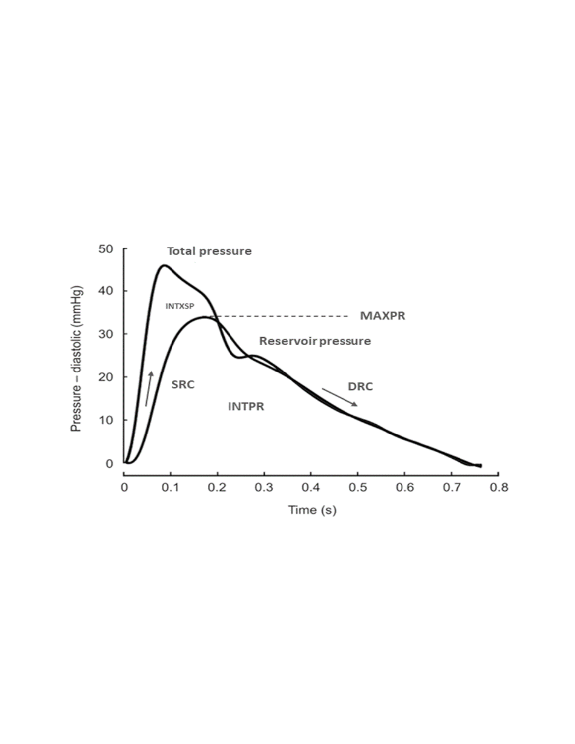Total pressure

INTXSP

MAXPR

Reservoir pressure

SRC

INTPR

DRC

Pressure – diastolic (mmHg)

Time (s)

0 0.1 0.2 0.3 0.4 0.5 0.6 0.7 0.8

0 10 20 30 40 50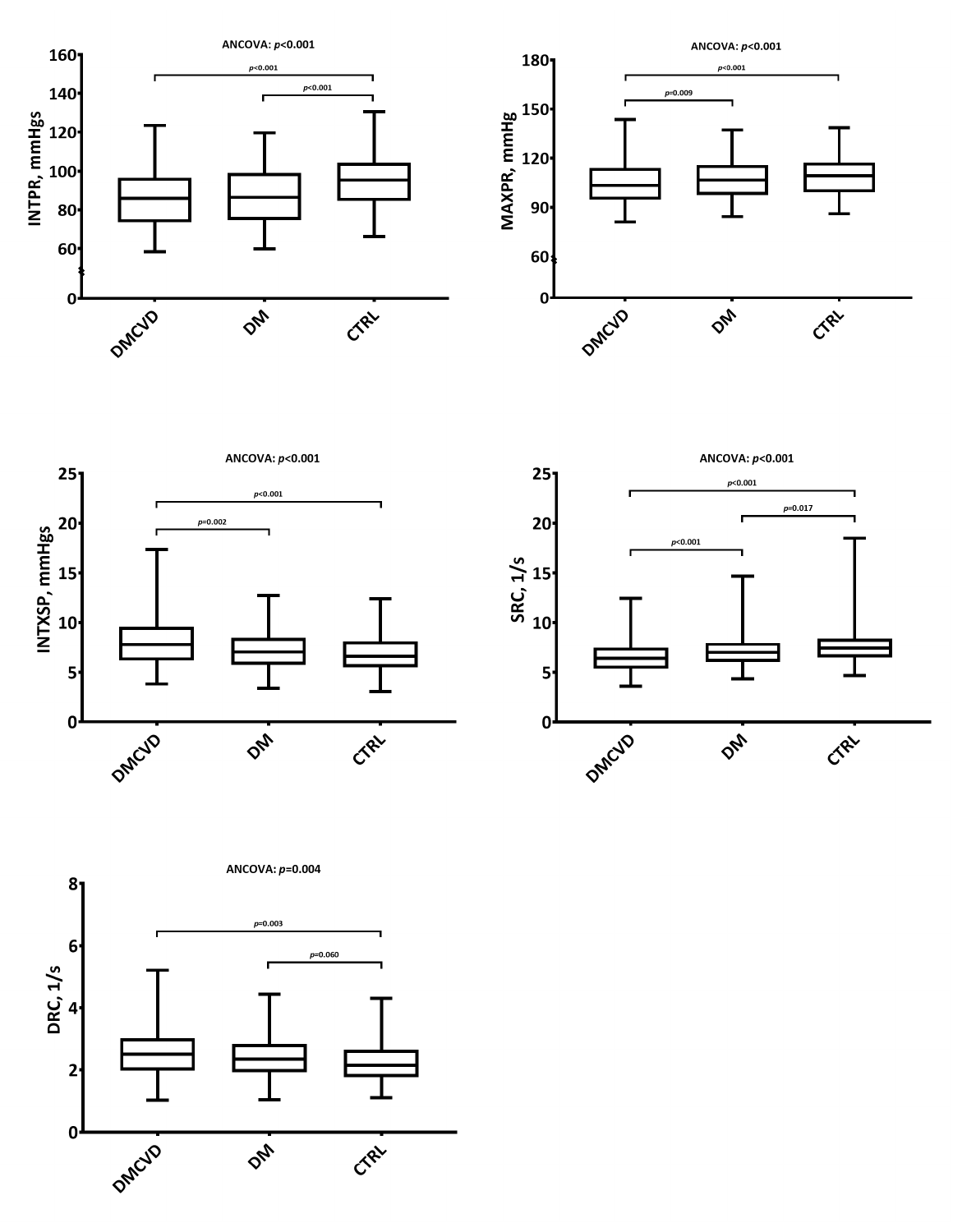ANCOVA: $p<0.001$

INTPR, mmHgs

DMCVD vs CTRL: $p<0.001$
DM vs CTRL: $p<0.001$

DMCVD | DM | CTRL

ANCOVA: $p<0.001$

MAXPR, mmHg

DMCVD vs CTRL: $p<0.001$
DMCVD vs DM: $p=0.009$

DMCVD | DM | CTRL

ANCOVA: $p<0.001$

INTXSP, mmHgs

DMCVD vs CTRL: $p<0.001$
DMCVD vs DM: $p=0.002$

DMCVD | DM | CTRL

ANCOVA: $p<0.001$

SRC, 1/s

DMCVD vs CTRL: $p<0.001$
DM vs CTRL: $p=0.017$
DMCVD vs DM: $p<0.001$

DMCVD | DM | CTRL

ANCOVA: $p=0.004$

DRC, 1/s

DMCVD vs CTRL: $p=0.003$
DM vs CTRL: $p=0.060$

DMCVD | DM | CTRL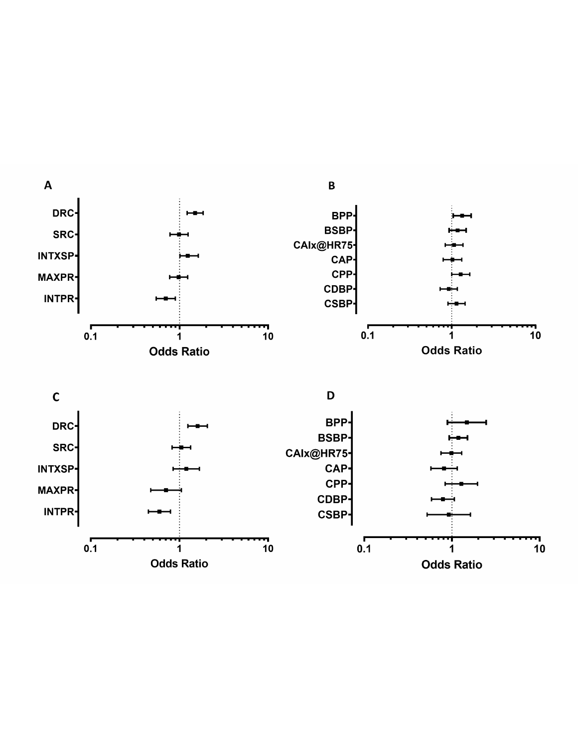A

DRC
SRC
INTXSP
MAXPR
INTPR

0.1
1
10
Odds Ratio

B

BPP
BSBP
CAIx@HR75
CAP
CPP
CDBP
CSBP

0.1
1
10
Odds Ratio

C

DRC
SRC
INTXSP
MAXPR
INTPR

0.1
1
10
Odds Ratio

D

BPP
BSBP
CAIx@HR75
CAP
CPP
CDBP
CSBP

0.1
1
10
Odds Ratio